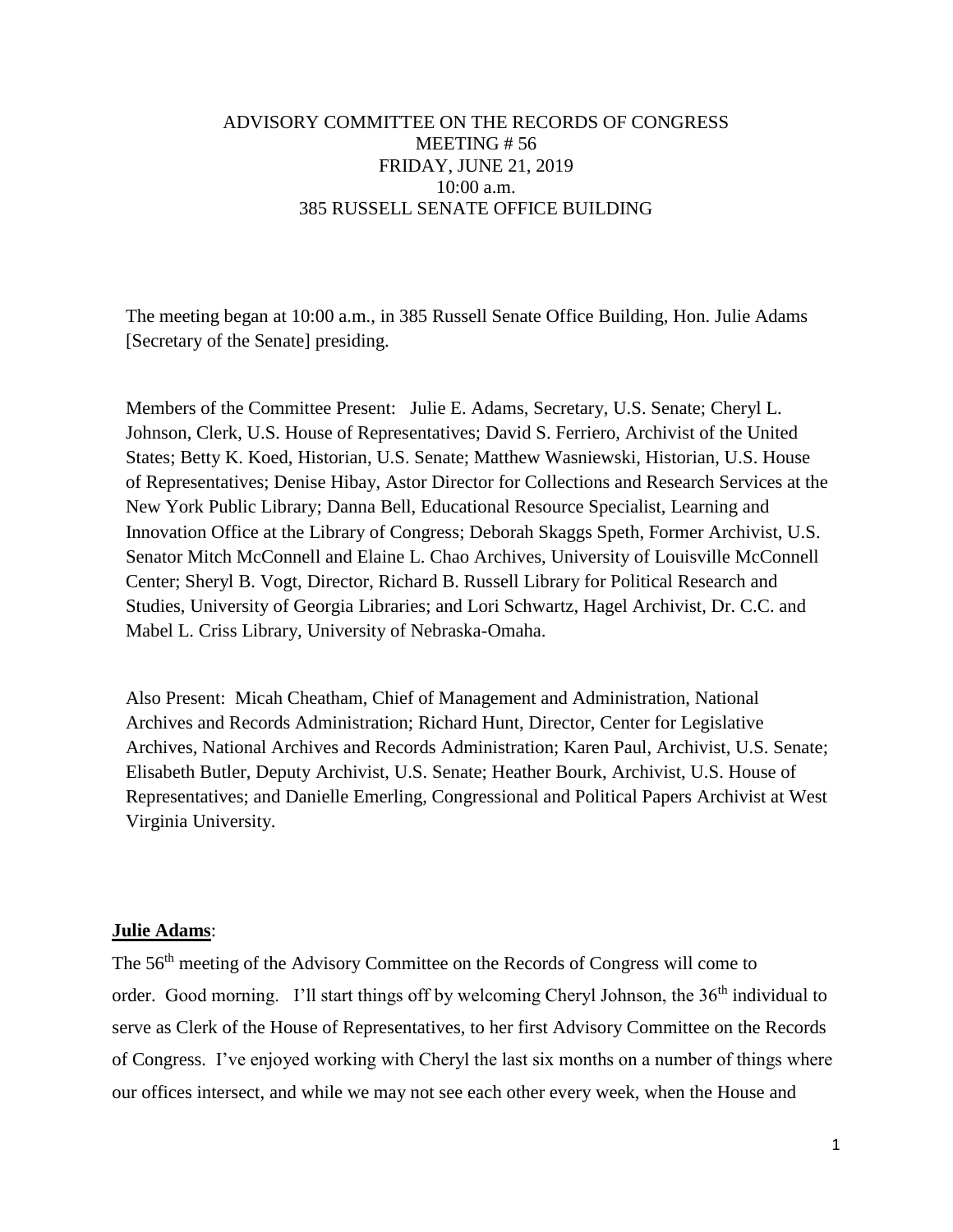# ADVISORY COMMITTEE ON THE RECORDS OF CONGRESS
MEETING # 56
FRIDAY, JUNE 21, 2019
10:00 a.m.
385 RUSSELL SENATE OFFICE BUILDING

The meeting began at 10:00 a.m., in 385 Russell Senate Office Building, Hon. Julie Adams [Secretary of the Senate] presiding.

Members of the Committee Present: Julie E. Adams, Secretary, U.S. Senate; Cheryl L. Johnson, Clerk, U.S. House of Representatives; David S. Ferriero, Archivist of the United States; Betty K. Koed, Historian, U.S. Senate; Matthew Wasniewski, Historian, U.S. House of Representatives; Denise Hibay, Astor Director for Collections and Research Services at the New York Public Library; Danna Bell, Educational Resource Specialist, Learning and Innovation Office at the Library of Congress; Deborah Skaggs Speth, Former Archivist, U.S. Senator Mitch McConnell and Elaine L. Chao Archives, University of Louisville McConnell Center; Sheryl B. Vogt, Director, Richard B. Russell Library for Political Research and Studies, University of Georgia Libraries; and Lori Schwartz, Hagel Archivist, Dr. C.C. and Mabel L. Criss Library, University of Nebraska-Omaha.

Also Present: Micah Cheatham, Chief of Management and Administration, National Archives and Records Administration; Richard Hunt, Director, Center for Legislative Archives, National Archives and Records Administration; Karen Paul, Archivist, U.S. Senate; Elisabeth Butler, Deputy Archivist, U.S. Senate; Heather Bourk, Archivist, U.S. House of Representatives; and Danielle Emerling, Congressional and Political Papers Archivist at West Virginia University.

**Julie Adams**:

The 56th meeting of the Advisory Committee on the Records of Congress will come to order. Good morning. I'll start things off by welcoming Cheryl Johnson, the 36th individual to serve as Clerk of the House of Representatives, to her first Advisory Committee on the Records of Congress. I've enjoyed working with Cheryl the last six months on a number of things where our offices intersect, and while we may not see each other every week, when the House and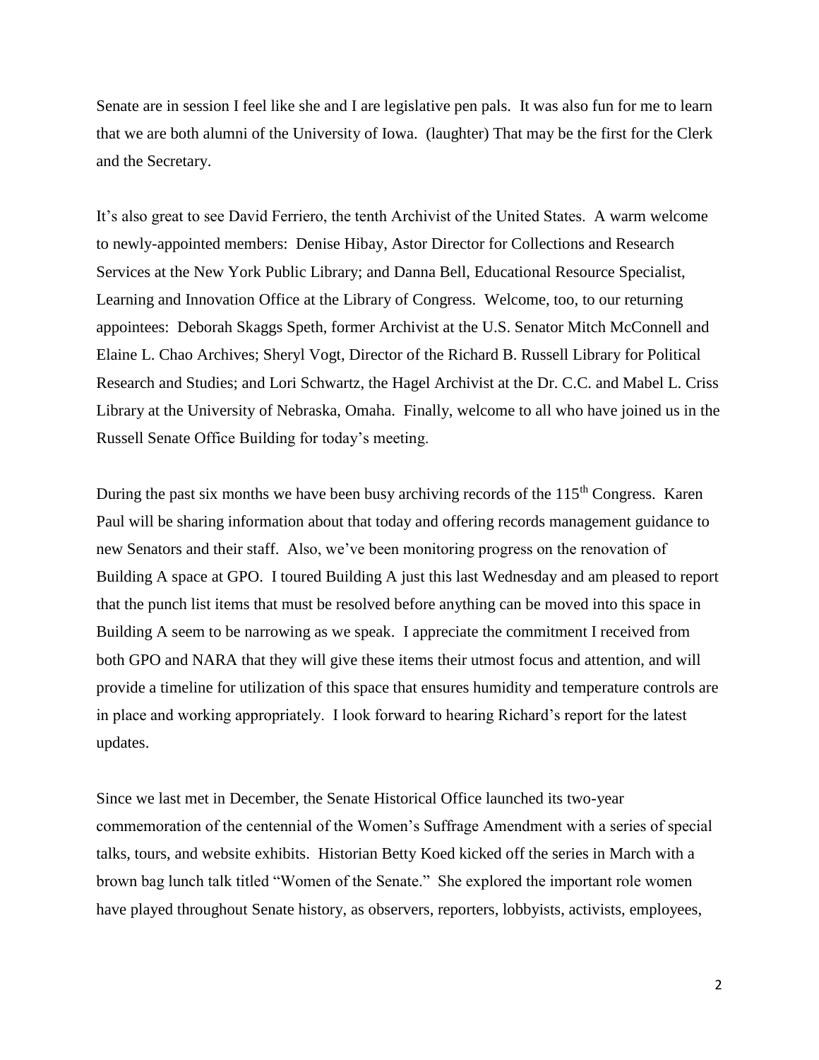Senate are in session I feel like she and I are legislative pen pals. It was also fun for me to learn that we are both alumni of the University of Iowa. (laughter) That may be the first for the Clerk and the Secretary.

It's also great to see David Ferriero, the tenth Archivist of the United States. A warm welcome to newly-appointed members: Denise Hibay, Astor Director for Collections and Research Services at the New York Public Library; and Danna Bell, Educational Resource Specialist, Learning and Innovation Office at the Library of Congress. Welcome, too, to our returning appointees: Deborah Skaggs Speth, former Archivist at the U.S. Senator Mitch McConnell and Elaine L. Chao Archives; Sheryl Vogt, Director of the Richard B. Russell Library for Political Research and Studies; and Lori Schwartz, the Hagel Archivist at the Dr. C.C. and Mabel L. Criss Library at the University of Nebraska, Omaha. Finally, welcome to all who have joined us in the Russell Senate Office Building for today's meeting.

During the past six months we have been busy archiving records of the 115th Congress. Karen Paul will be sharing information about that today and offering records management guidance to new Senators and their staff. Also, we've been monitoring progress on the renovation of Building A space at GPO. I toured Building A just this last Wednesday and am pleased to report that the punch list items that must be resolved before anything can be moved into this space in Building A seem to be narrowing as we speak. I appreciate the commitment I received from both GPO and NARA that they will give these items their utmost focus and attention, and will provide a timeline for utilization of this space that ensures humidity and temperature controls are in place and working appropriately. I look forward to hearing Richard's report for the latest updates.

Since we last met in December, the Senate Historical Office launched its two-year commemoration of the centennial of the Women's Suffrage Amendment with a series of special talks, tours, and website exhibits. Historian Betty Koed kicked off the series in March with a brown bag lunch talk titled "Women of the Senate." She explored the important role women have played throughout Senate history, as observers, reporters, lobbyists, activists, employees,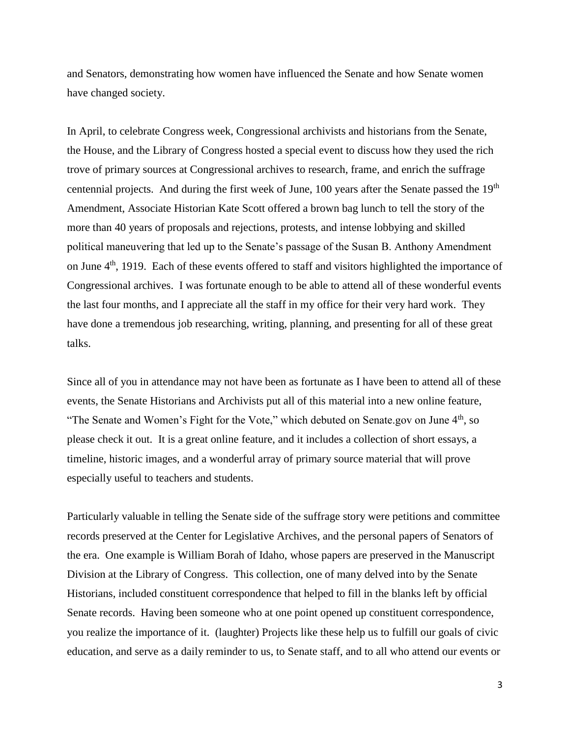and Senators, demonstrating how women have influenced the Senate and how Senate women have changed society.

In April, to celebrate Congress week, Congressional archivists and historians from the Senate, the House, and the Library of Congress hosted a special event to discuss how they used the rich trove of primary sources at Congressional archives to research, frame, and enrich the suffrage centennial projects. And during the first week of June, 100 years after the Senate passed the 19th Amendment, Associate Historian Kate Scott offered a brown bag lunch to tell the story of the more than 40 years of proposals and rejections, protests, and intense lobbying and skilled political maneuvering that led up to the Senate's passage of the Susan B. Anthony Amendment on June 4th, 1919. Each of these events offered to staff and visitors highlighted the importance of Congressional archives. I was fortunate enough to be able to attend all of these wonderful events the last four months, and I appreciate all the staff in my office for their very hard work. They have done a tremendous job researching, writing, planning, and presenting for all of these great talks.

Since all of you in attendance may not have been as fortunate as I have been to attend all of these events, the Senate Historians and Archivists put all of this material into a new online feature, "The Senate and Women's Fight for the Vote," which debuted on Senate.gov on June 4th, so please check it out. It is a great online feature, and it includes a collection of short essays, a timeline, historic images, and a wonderful array of primary source material that will prove especially useful to teachers and students.

Particularly valuable in telling the Senate side of the suffrage story were petitions and committee records preserved at the Center for Legislative Archives, and the personal papers of Senators of the era. One example is William Borah of Idaho, whose papers are preserved in the Manuscript Division at the Library of Congress. This collection, one of many delved into by the Senate Historians, included constituent correspondence that helped to fill in the blanks left by official Senate records. Having been someone who at one point opened up constituent correspondence, you realize the importance of it. (laughter) Projects like these help us to fulfill our goals of civic education, and serve as a daily reminder to us, to Senate staff, and to all who attend our events or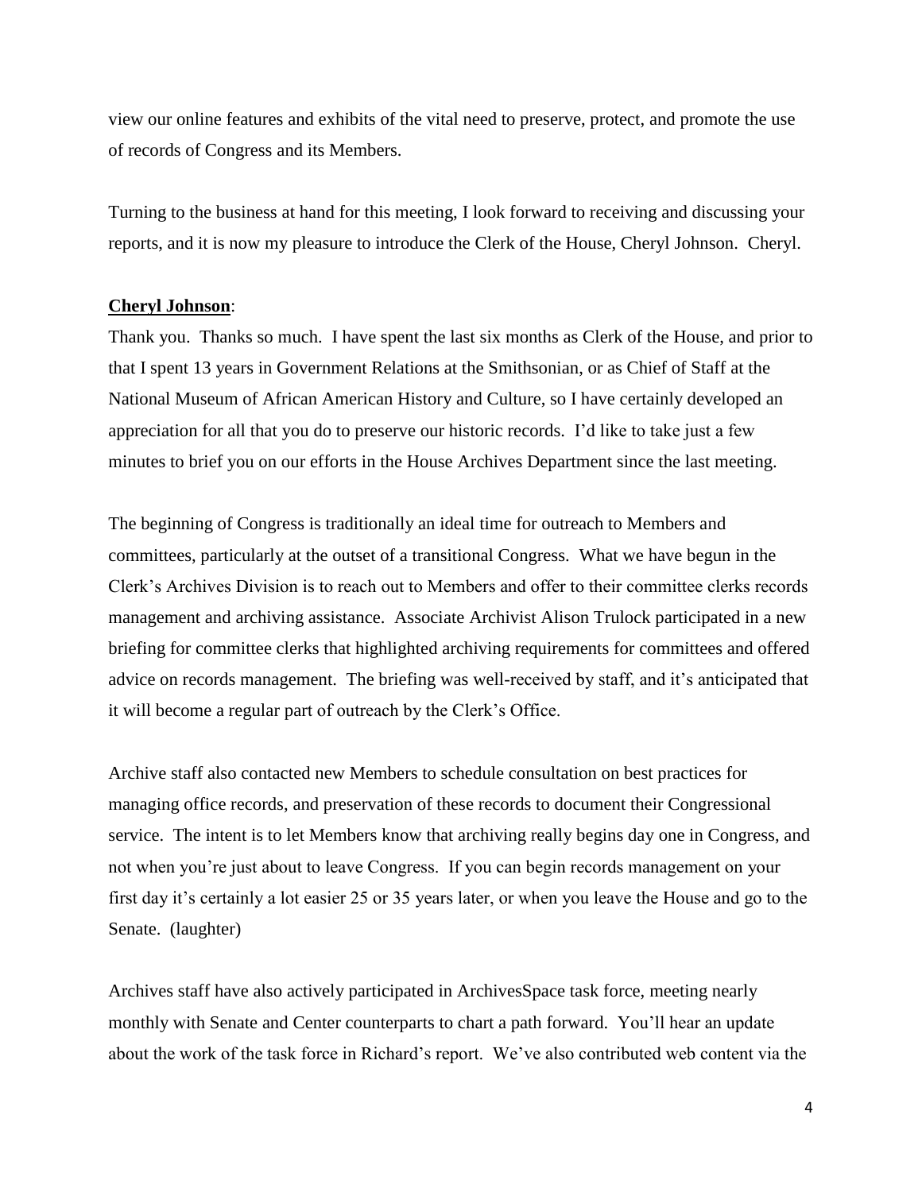view our online features and exhibits of the vital need to preserve, protect, and promote the use of records of Congress and its Members.

Turning to the business at hand for this meeting, I look forward to receiving and discussing your reports, and it is now my pleasure to introduce the Clerk of the House, Cheryl Johnson. Cheryl.

**Cheryl Johnson**:

Thank you. Thanks so much. I have spent the last six months as Clerk of the House, and prior to that I spent 13 years in Government Relations at the Smithsonian, or as Chief of Staff at the National Museum of African American History and Culture, so I have certainly developed an appreciation for all that you do to preserve our historic records. I'd like to take just a few minutes to brief you on our efforts in the House Archives Department since the last meeting.

The beginning of Congress is traditionally an ideal time for outreach to Members and committees, particularly at the outset of a transitional Congress. What we have begun in the Clerk's Archives Division is to reach out to Members and offer to their committee clerks records management and archiving assistance. Associate Archivist Alison Trulock participated in a new briefing for committee clerks that highlighted archiving requirements for committees and offered advice on records management. The briefing was well-received by staff, and it's anticipated that it will become a regular part of outreach by the Clerk's Office.

Archive staff also contacted new Members to schedule consultation on best practices for managing office records, and preservation of these records to document their Congressional service. The intent is to let Members know that archiving really begins day one in Congress, and not when you're just about to leave Congress. If you can begin records management on your first day it's certainly a lot easier 25 or 35 years later, or when you leave the House and go to the Senate. (laughter)

Archives staff have also actively participated in ArchivesSpace task force, meeting nearly monthly with Senate and Center counterparts to chart a path forward. You'll hear an update about the work of the task force in Richard's report. We've also contributed web content via the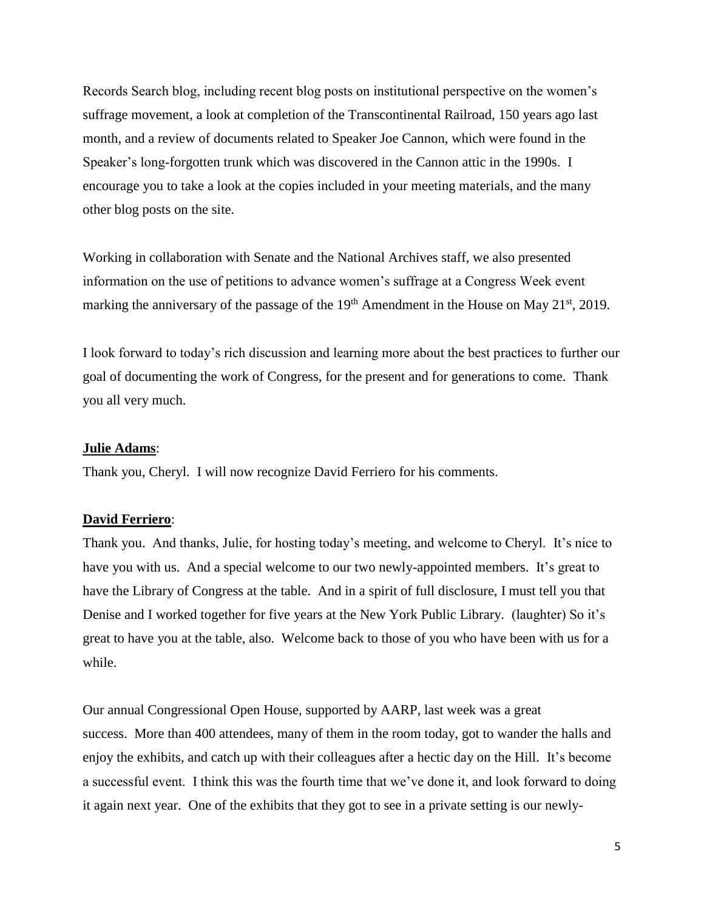Records Search blog, including recent blog posts on institutional perspective on the women's suffrage movement, a look at completion of the Transcontinental Railroad, 150 years ago last month, and a review of documents related to Speaker Joe Cannon, which were found in the Speaker's long-forgotten trunk which was discovered in the Cannon attic in the 1990s. I encourage you to take a look at the copies included in your meeting materials, and the many other blog posts on the site.

Working in collaboration with Senate and the National Archives staff, we also presented information on the use of petitions to advance women's suffrage at a Congress Week event marking the anniversary of the passage of the 19th Amendment in the House on May 21st, 2019.

I look forward to today's rich discussion and learning more about the best practices to further our goal of documenting the work of Congress, for the present and for generations to come. Thank you all very much.

**Julie Adams**:

Thank you, Cheryl. I will now recognize David Ferriero for his comments.

**David Ferriero**:

Thank you. And thanks, Julie, for hosting today's meeting, and welcome to Cheryl. It's nice to have you with us. And a special welcome to our two newly-appointed members. It's great to have the Library of Congress at the table. And in a spirit of full disclosure, I must tell you that Denise and I worked together for five years at the New York Public Library. (laughter) So it's great to have you at the table, also. Welcome back to those of you who have been with us for a while.

Our annual Congressional Open House, supported by AARP, last week was a great success. More than 400 attendees, many of them in the room today, got to wander the halls and enjoy the exhibits, and catch up with their colleagues after a hectic day on the Hill. It's become a successful event. I think this was the fourth time that we've done it, and look forward to doing it again next year. One of the exhibits that they got to see in a private setting is our newly-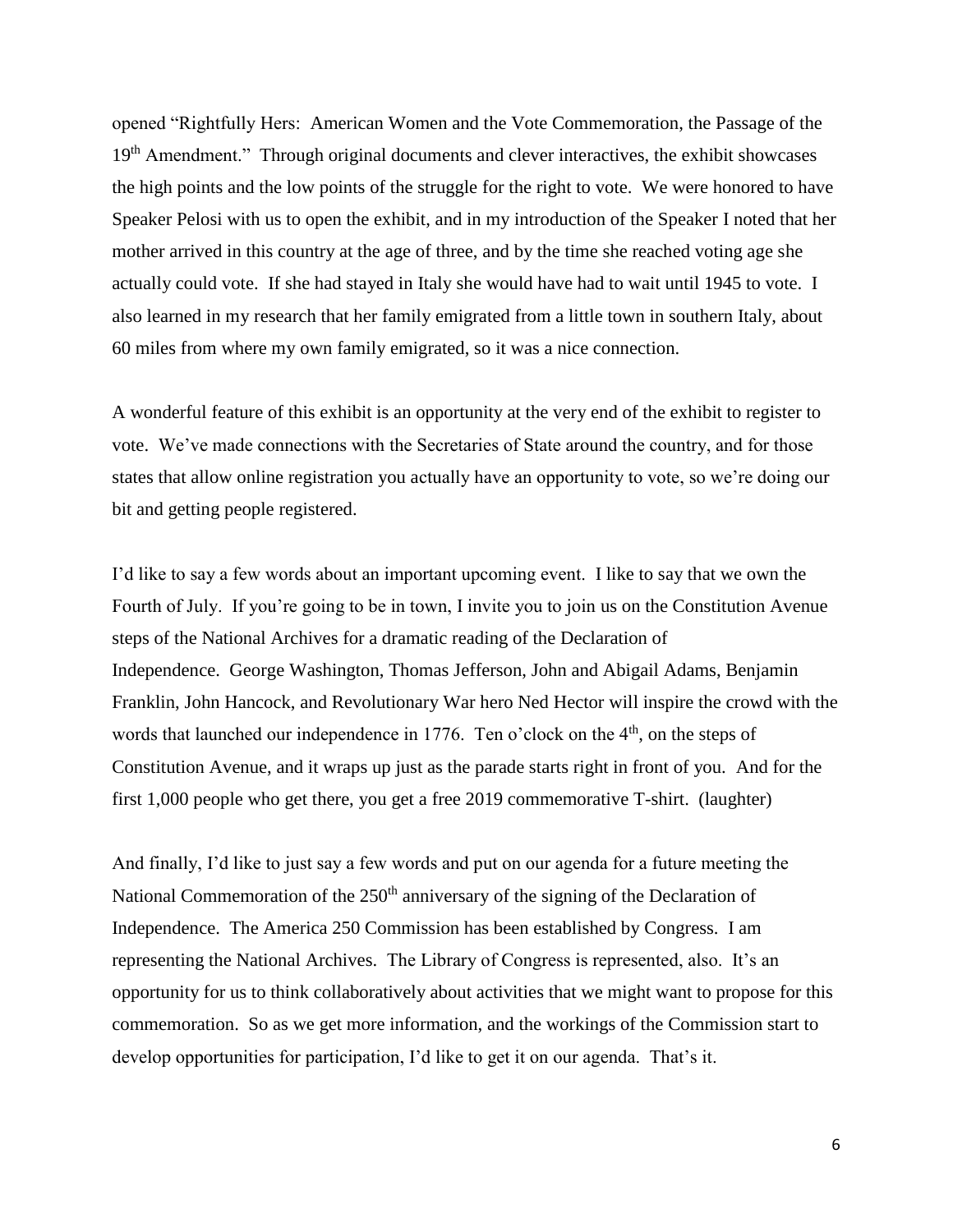opened "Rightfully Hers: American Women and the Vote Commemoration, the Passage of the 19th Amendment." Through original documents and clever interactives, the exhibit showcases the high points and the low points of the struggle for the right to vote. We were honored to have Speaker Pelosi with us to open the exhibit, and in my introduction of the Speaker I noted that her mother arrived in this country at the age of three, and by the time she reached voting age she actually could vote. If she had stayed in Italy she would have had to wait until 1945 to vote. I also learned in my research that her family emigrated from a little town in southern Italy, about 60 miles from where my own family emigrated, so it was a nice connection.

A wonderful feature of this exhibit is an opportunity at the very end of the exhibit to register to vote. We've made connections with the Secretaries of State around the country, and for those states that allow online registration you actually have an opportunity to vote, so we're doing our bit and getting people registered.

I'd like to say a few words about an important upcoming event. I like to say that we own the Fourth of July. If you're going to be in town, I invite you to join us on the Constitution Avenue steps of the National Archives for a dramatic reading of the Declaration of Independence. George Washington, Thomas Jefferson, John and Abigail Adams, Benjamin Franklin, John Hancock, and Revolutionary War hero Ned Hector will inspire the crowd with the words that launched our independence in 1776. Ten o'clock on the 4th, on the steps of Constitution Avenue, and it wraps up just as the parade starts right in front of you. And for the first 1,000 people who get there, you get a free 2019 commemorative T-shirt. (laughter)

And finally, I'd like to just say a few words and put on our agenda for a future meeting the National Commemoration of the 250th anniversary of the signing of the Declaration of Independence. The America 250 Commission has been established by Congress. I am representing the National Archives. The Library of Congress is represented, also. It's an opportunity for us to think collaboratively about activities that we might want to propose for this commemoration. So as we get more information, and the workings of the Commission start to develop opportunities for participation, I'd like to get it on our agenda. That's it.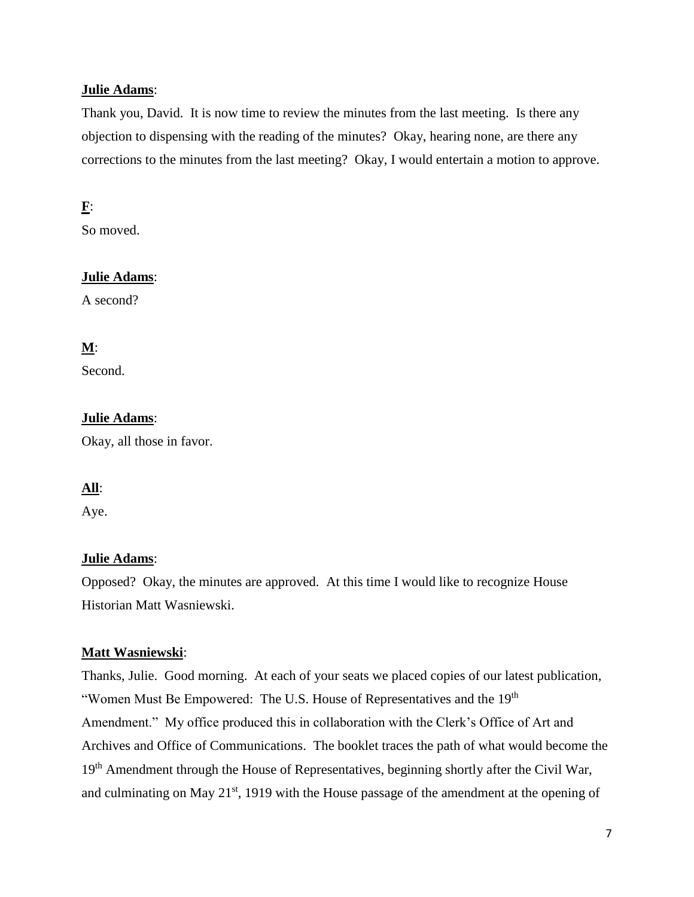**Julie Adams**:

Thank you, David. It is now time to review the minutes from the last meeting. Is there any objection to dispensing with the reading of the minutes? Okay, hearing none, are there any corrections to the minutes from the last meeting? Okay, I would entertain a motion to approve.

**F**:

So moved.

**Julie Adams**:

A second?

**M**:

Second.

**Julie Adams**:

Okay, all those in favor.

**All**:

Aye.

**Julie Adams**:

Opposed? Okay, the minutes are approved. At this time I would like to recognize House Historian Matt Wasniewski.

**Matt Wasniewski**:

Thanks, Julie. Good morning. At each of your seats we placed copies of our latest publication, "Women Must Be Empowered: The U.S. House of Representatives and the 19th Amendment." My office produced this in collaboration with the Clerk's Office of Art and Archives and Office of Communications. The booklet traces the path of what would become the 19th Amendment through the House of Representatives, beginning shortly after the Civil War, and culminating on May 21st, 1919 with the House passage of the amendment at the opening of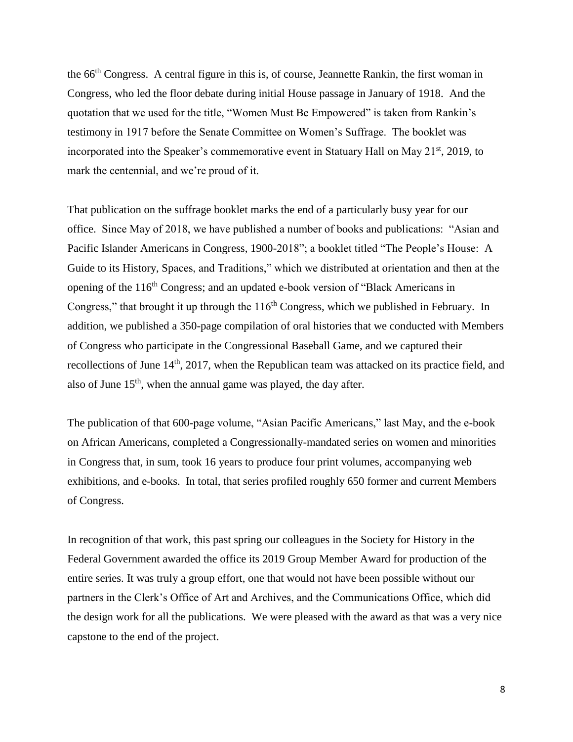the 66th Congress. A central figure in this is, of course, Jeannette Rankin, the first woman in Congress, who led the floor debate during initial House passage in January of 1918. And the quotation that we used for the title, "Women Must Be Empowered" is taken from Rankin's testimony in 1917 before the Senate Committee on Women's Suffrage. The booklet was incorporated into the Speaker's commemorative event in Statuary Hall on May 21st, 2019, to mark the centennial, and we're proud of it.

That publication on the suffrage booklet marks the end of a particularly busy year for our office. Since May of 2018, we have published a number of books and publications: "Asian and Pacific Islander Americans in Congress, 1900-2018"; a booklet titled "The People's House: A Guide to its History, Spaces, and Traditions," which we distributed at orientation and then at the opening of the 116th Congress; and an updated e-book version of "Black Americans in Congress," that brought it up through the 116th Congress, which we published in February. In addition, we published a 350-page compilation of oral histories that we conducted with Members of Congress who participate in the Congressional Baseball Game, and we captured their recollections of June 14th, 2017, when the Republican team was attacked on its practice field, and also of June 15th, when the annual game was played, the day after.

The publication of that 600-page volume, "Asian Pacific Americans," last May, and the e-book on African Americans, completed a Congressionally-mandated series on women and minorities in Congress that, in sum, took 16 years to produce four print volumes, accompanying web exhibitions, and e-books. In total, that series profiled roughly 650 former and current Members of Congress.

In recognition of that work, this past spring our colleagues in the Society for History in the Federal Government awarded the office its 2019 Group Member Award for production of the entire series. It was truly a group effort, one that would not have been possible without our partners in the Clerk's Office of Art and Archives, and the Communications Office, which did the design work for all the publications. We were pleased with the award as that was a very nice capstone to the end of the project.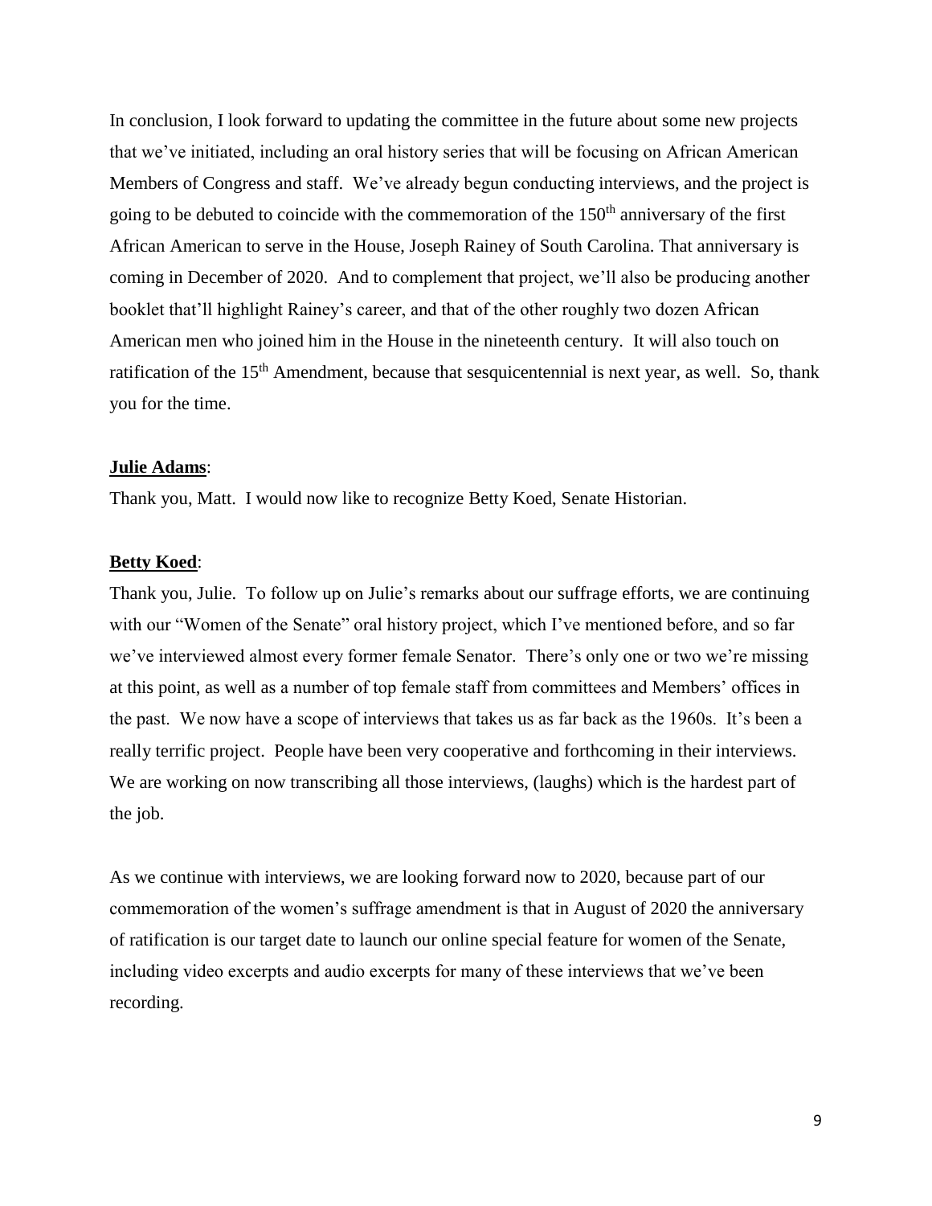In conclusion, I look forward to updating the committee in the future about some new projects that we've initiated, including an oral history series that will be focusing on African American Members of Congress and staff. We've already begun conducting interviews, and the project is going to be debuted to coincide with the commemoration of the 150th anniversary of the first African American to serve in the House, Joseph Rainey of South Carolina. That anniversary is coming in December of 2020. And to complement that project, we'll also be producing another booklet that'll highlight Rainey's career, and that of the other roughly two dozen African American men who joined him in the House in the nineteenth century. It will also touch on ratification of the 15th Amendment, because that sesquicentennial is next year, as well. So, thank you for the time.

**Julie Adams**:

Thank you, Matt. I would now like to recognize Betty Koed, Senate Historian.

**Betty Koed**:

Thank you, Julie. To follow up on Julie's remarks about our suffrage efforts, we are continuing with our "Women of the Senate" oral history project, which I've mentioned before, and so far we've interviewed almost every former female Senator. There's only one or two we're missing at this point, as well as a number of top female staff from committees and Members' offices in the past. We now have a scope of interviews that takes us as far back as the 1960s. It's been a really terrific project. People have been very cooperative and forthcoming in their interviews. We are working on now transcribing all those interviews, (laughs) which is the hardest part of the job.

As we continue with interviews, we are looking forward now to 2020, because part of our commemoration of the women's suffrage amendment is that in August of 2020 the anniversary of ratification is our target date to launch our online special feature for women of the Senate, including video excerpts and audio excerpts for many of these interviews that we've been recording.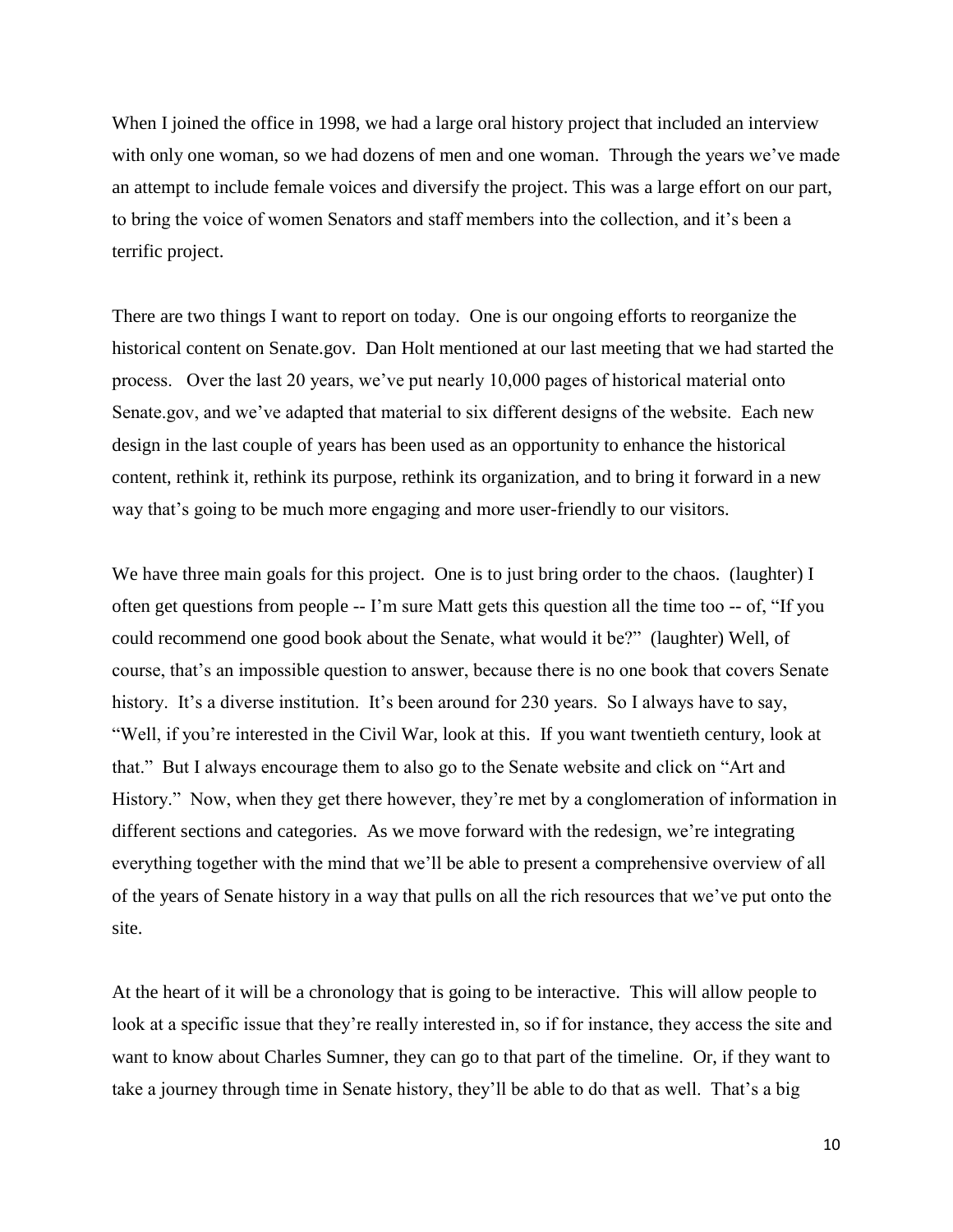When I joined the office in 1998, we had a large oral history project that included an interview with only one woman, so we had dozens of men and one woman. Through the years we've made an attempt to include female voices and diversify the project. This was a large effort on our part, to bring the voice of women Senators and staff members into the collection, and it's been a terrific project.

There are two things I want to report on today. One is our ongoing efforts to reorganize the historical content on Senate.gov. Dan Holt mentioned at our last meeting that we had started the process. Over the last 20 years, we've put nearly 10,000 pages of historical material onto Senate.gov, and we've adapted that material to six different designs of the website. Each new design in the last couple of years has been used as an opportunity to enhance the historical content, rethink it, rethink its purpose, rethink its organization, and to bring it forward in a new way that's going to be much more engaging and more user-friendly to our visitors.

We have three main goals for this project. One is to just bring order to the chaos. (laughter) I often get questions from people -- I'm sure Matt gets this question all the time too -- of, "If you could recommend one good book about the Senate, what would it be?" (laughter) Well, of course, that's an impossible question to answer, because there is no one book that covers Senate history. It's a diverse institution. It's been around for 230 years. So I always have to say, "Well, if you're interested in the Civil War, look at this. If you want twentieth century, look at that." But I always encourage them to also go to the Senate website and click on "Art and History." Now, when they get there however, they're met by a conglomeration of information in different sections and categories. As we move forward with the redesign, we're integrating everything together with the mind that we'll be able to present a comprehensive overview of all of the years of Senate history in a way that pulls on all the rich resources that we've put onto the site.

At the heart of it will be a chronology that is going to be interactive. This will allow people to look at a specific issue that they're really interested in, so if for instance, they access the site and want to know about Charles Sumner, they can go to that part of the timeline. Or, if they want to take a journey through time in Senate history, they'll be able to do that as well. That's a big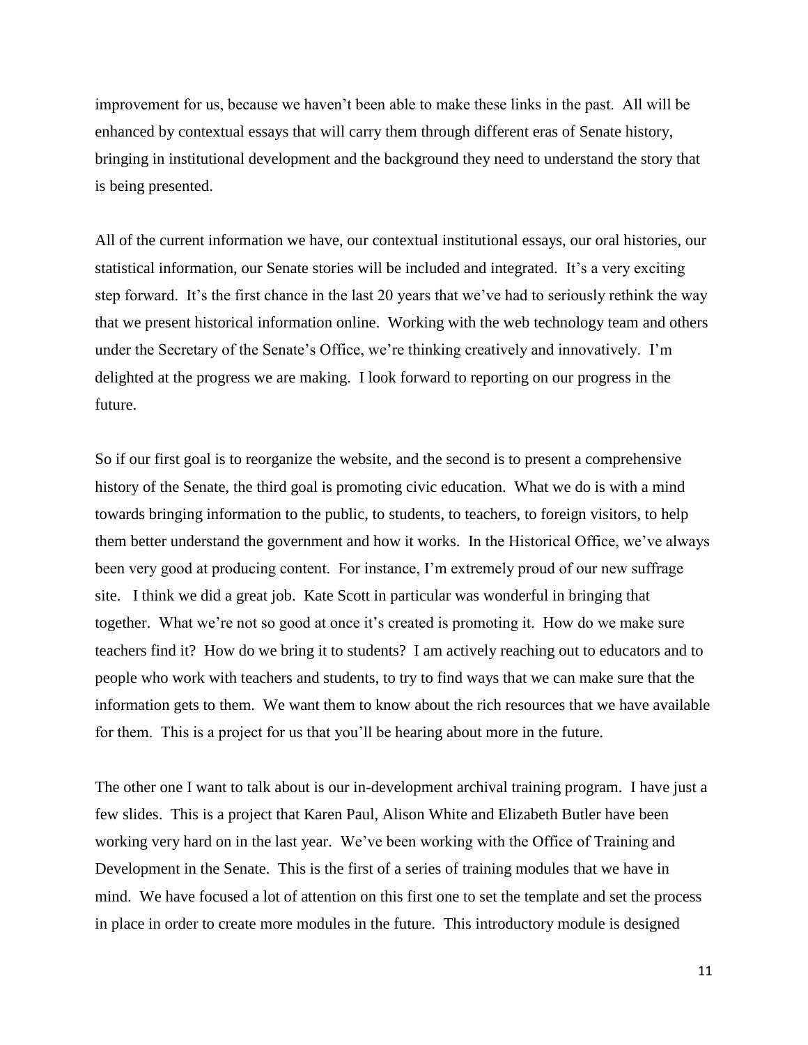improvement for us, because we haven't been able to make these links in the past. All will be enhanced by contextual essays that will carry them through different eras of Senate history, bringing in institutional development and the background they need to understand the story that is being presented.

All of the current information we have, our contextual institutional essays, our oral histories, our statistical information, our Senate stories will be included and integrated. It's a very exciting step forward. It's the first chance in the last 20 years that we've had to seriously rethink the way that we present historical information online. Working with the web technology team and others under the Secretary of the Senate's Office, we're thinking creatively and innovatively. I'm delighted at the progress we are making. I look forward to reporting on our progress in the future.

So if our first goal is to reorganize the website, and the second is to present a comprehensive history of the Senate, the third goal is promoting civic education. What we do is with a mind towards bringing information to the public, to students, to teachers, to foreign visitors, to help them better understand the government and how it works. In the Historical Office, we've always been very good at producing content. For instance, I'm extremely proud of our new suffrage site. I think we did a great job. Kate Scott in particular was wonderful in bringing that together. What we're not so good at once it's created is promoting it. How do we make sure teachers find it? How do we bring it to students? I am actively reaching out to educators and to people who work with teachers and students, to try to find ways that we can make sure that the information gets to them. We want them to know about the rich resources that we have available for them. This is a project for us that you'll be hearing about more in the future.

The other one I want to talk about is our in-development archival training program. I have just a few slides. This is a project that Karen Paul, Alison White and Elizabeth Butler have been working very hard on in the last year. We've been working with the Office of Training and Development in the Senate. This is the first of a series of training modules that we have in mind. We have focused a lot of attention on this first one to set the template and set the process in place in order to create more modules in the future. This introductory module is designed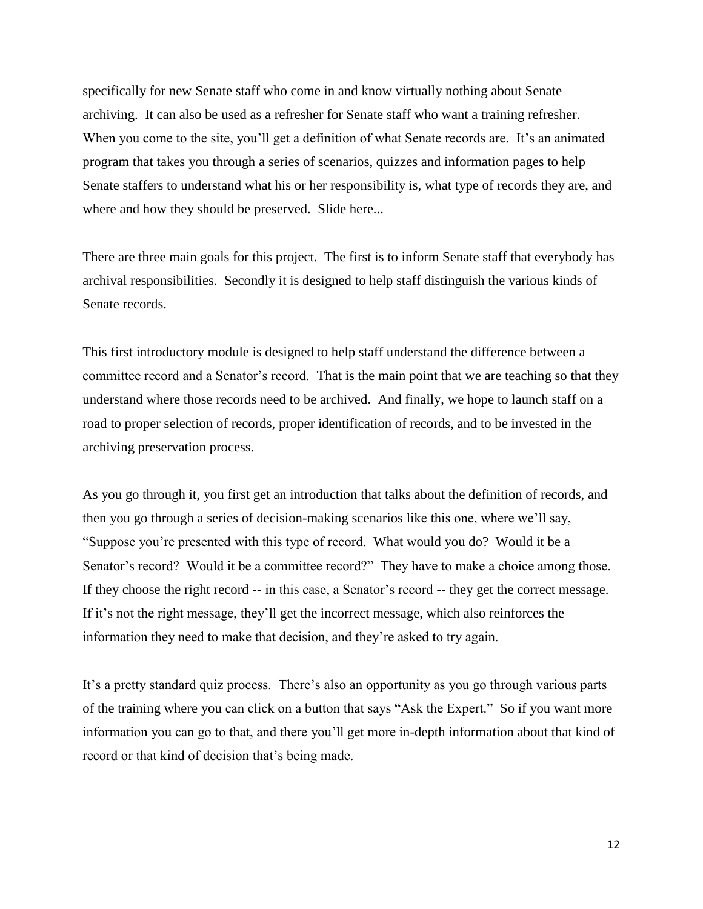specifically for new Senate staff who come in and know virtually nothing about Senate archiving. It can also be used as a refresher for Senate staff who want a training refresher. When you come to the site, you'll get a definition of what Senate records are. It's an animated program that takes you through a series of scenarios, quizzes and information pages to help Senate staffers to understand what his or her responsibility is, what type of records they are, and where and how they should be preserved. Slide here...

There are three main goals for this project. The first is to inform Senate staff that everybody has archival responsibilities. Secondly it is designed to help staff distinguish the various kinds of Senate records.

This first introductory module is designed to help staff understand the difference between a committee record and a Senator's record. That is the main point that we are teaching so that they understand where those records need to be archived. And finally, we hope to launch staff on a road to proper selection of records, proper identification of records, and to be invested in the archiving preservation process.

As you go through it, you first get an introduction that talks about the definition of records, and then you go through a series of decision-making scenarios like this one, where we'll say, "Suppose you're presented with this type of record. What would you do? Would it be a Senator's record? Would it be a committee record?" They have to make a choice among those. If they choose the right record -- in this case, a Senator's record -- they get the correct message. If it's not the right message, they'll get the incorrect message, which also reinforces the information they need to make that decision, and they're asked to try again.

It's a pretty standard quiz process. There's also an opportunity as you go through various parts of the training where you can click on a button that says "Ask the Expert." So if you want more information you can go to that, and there you'll get more in-depth information about that kind of record or that kind of decision that's being made.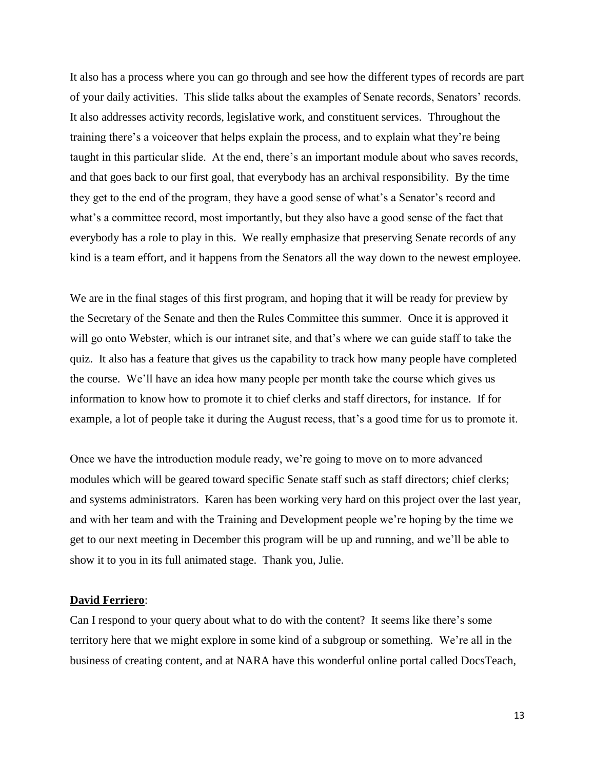It also has a process where you can go through and see how the different types of records are part of your daily activities. This slide talks about the examples of Senate records, Senators' records. It also addresses activity records, legislative work, and constituent services. Throughout the training there's a voiceover that helps explain the process, and to explain what they're being taught in this particular slide. At the end, there's an important module about who saves records, and that goes back to our first goal, that everybody has an archival responsibility. By the time they get to the end of the program, they have a good sense of what's a Senator's record and what's a committee record, most importantly, but they also have a good sense of the fact that everybody has a role to play in this. We really emphasize that preserving Senate records of any kind is a team effort, and it happens from the Senators all the way down to the newest employee.

We are in the final stages of this first program, and hoping that it will be ready for preview by the Secretary of the Senate and then the Rules Committee this summer. Once it is approved it will go onto Webster, which is our intranet site, and that's where we can guide staff to take the quiz. It also has a feature that gives us the capability to track how many people have completed the course. We'll have an idea how many people per month take the course which gives us information to know how to promote it to chief clerks and staff directors, for instance. If for example, a lot of people take it during the August recess, that's a good time for us to promote it.

Once we have the introduction module ready, we're going to move on to more advanced modules which will be geared toward specific Senate staff such as staff directors; chief clerks; and systems administrators. Karen has been working very hard on this project over the last year, and with her team and with the Training and Development people we're hoping by the time we get to our next meeting in December this program will be up and running, and we'll be able to show it to you in its full animated stage. Thank you, Julie.

**David Ferriero**:

Can I respond to your query about what to do with the content? It seems like there's some territory here that we might explore in some kind of a subgroup or something. We're all in the business of creating content, and at NARA have this wonderful online portal called DocsTeach,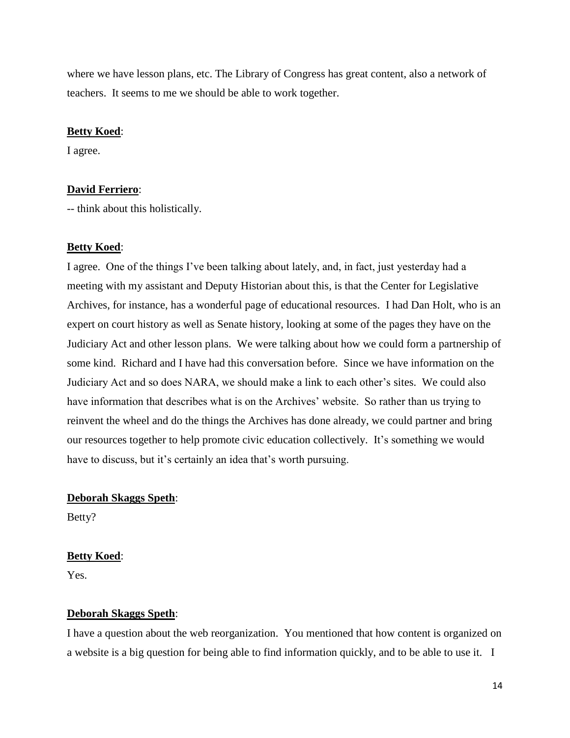where we have lesson plans, etc. The Library of Congress has great content, also a network of teachers. It seems to me we should be able to work together.

**Betty Koed**:

I agree.

**David Ferriero**:

-- think about this holistically.

**Betty Koed**:

I agree. One of the things I've been talking about lately, and, in fact, just yesterday had a meeting with my assistant and Deputy Historian about this, is that the Center for Legislative Archives, for instance, has a wonderful page of educational resources. I had Dan Holt, who is an expert on court history as well as Senate history, looking at some of the pages they have on the Judiciary Act and other lesson plans. We were talking about how we could form a partnership of some kind. Richard and I have had this conversation before. Since we have information on the Judiciary Act and so does NARA, we should make a link to each other's sites. We could also have information that describes what is on the Archives' website. So rather than us trying to reinvent the wheel and do the things the Archives has done already, we could partner and bring our resources together to help promote civic education collectively. It's something we would have to discuss, but it's certainly an idea that's worth pursuing.

**Deborah Skaggs Speth**:

Betty?

**Betty Koed**:

Yes.

**Deborah Skaggs Speth**:

I have a question about the web reorganization. You mentioned that how content is organized on a website is a big question for being able to find information quickly, and to be able to use it. I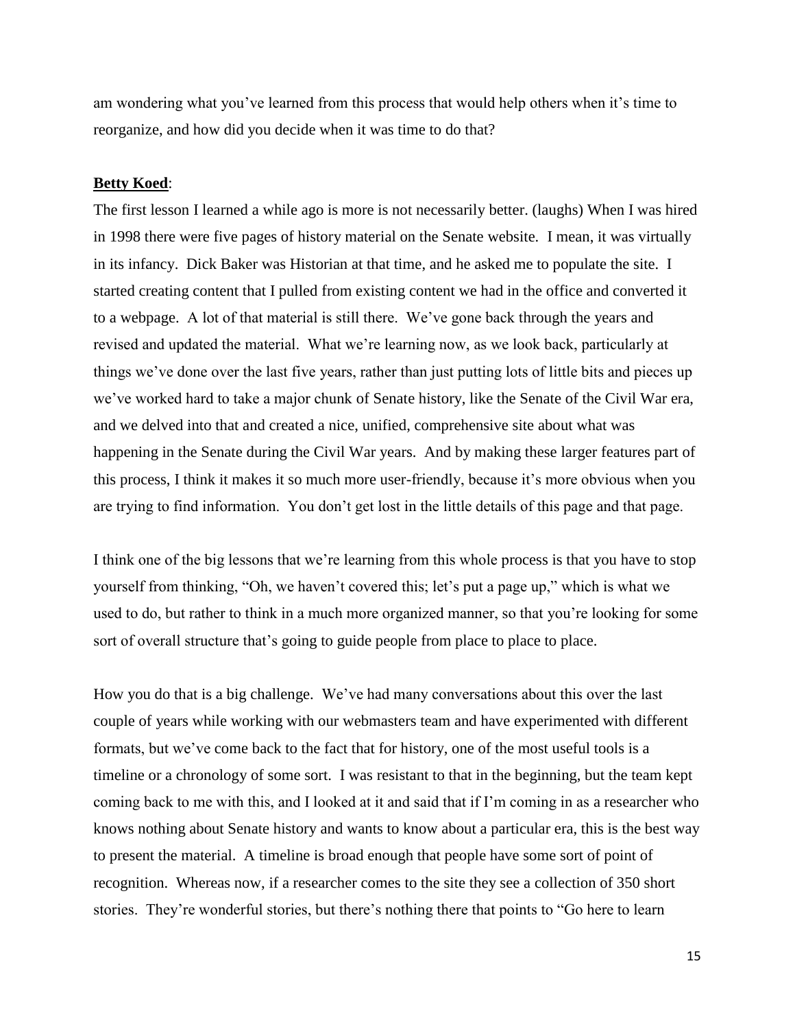am wondering what you've learned from this process that would help others when it's time to reorganize, and how did you decide when it was time to do that?

**Betty Koed**:

The first lesson I learned a while ago is more is not necessarily better. (laughs) When I was hired in 1998 there were five pages of history material on the Senate website. I mean, it was virtually in its infancy. Dick Baker was Historian at that time, and he asked me to populate the site. I started creating content that I pulled from existing content we had in the office and converted it to a webpage. A lot of that material is still there. We've gone back through the years and revised and updated the material. What we're learning now, as we look back, particularly at things we've done over the last five years, rather than just putting lots of little bits and pieces up we've worked hard to take a major chunk of Senate history, like the Senate of the Civil War era, and we delved into that and created a nice, unified, comprehensive site about what was happening in the Senate during the Civil War years. And by making these larger features part of this process, I think it makes it so much more user-friendly, because it's more obvious when you are trying to find information. You don't get lost in the little details of this page and that page.

I think one of the big lessons that we're learning from this whole process is that you have to stop yourself from thinking, "Oh, we haven't covered this; let's put a page up," which is what we used to do, but rather to think in a much more organized manner, so that you're looking for some sort of overall structure that's going to guide people from place to place to place.

How you do that is a big challenge. We've had many conversations about this over the last couple of years while working with our webmasters team and have experimented with different formats, but we've come back to the fact that for history, one of the most useful tools is a timeline or a chronology of some sort. I was resistant to that in the beginning, but the team kept coming back to me with this, and I looked at it and said that if I'm coming in as a researcher who knows nothing about Senate history and wants to know about a particular era, this is the best way to present the material. A timeline is broad enough that people have some sort of point of recognition. Whereas now, if a researcher comes to the site they see a collection of 350 short stories. They're wonderful stories, but there's nothing there that points to "Go here to learn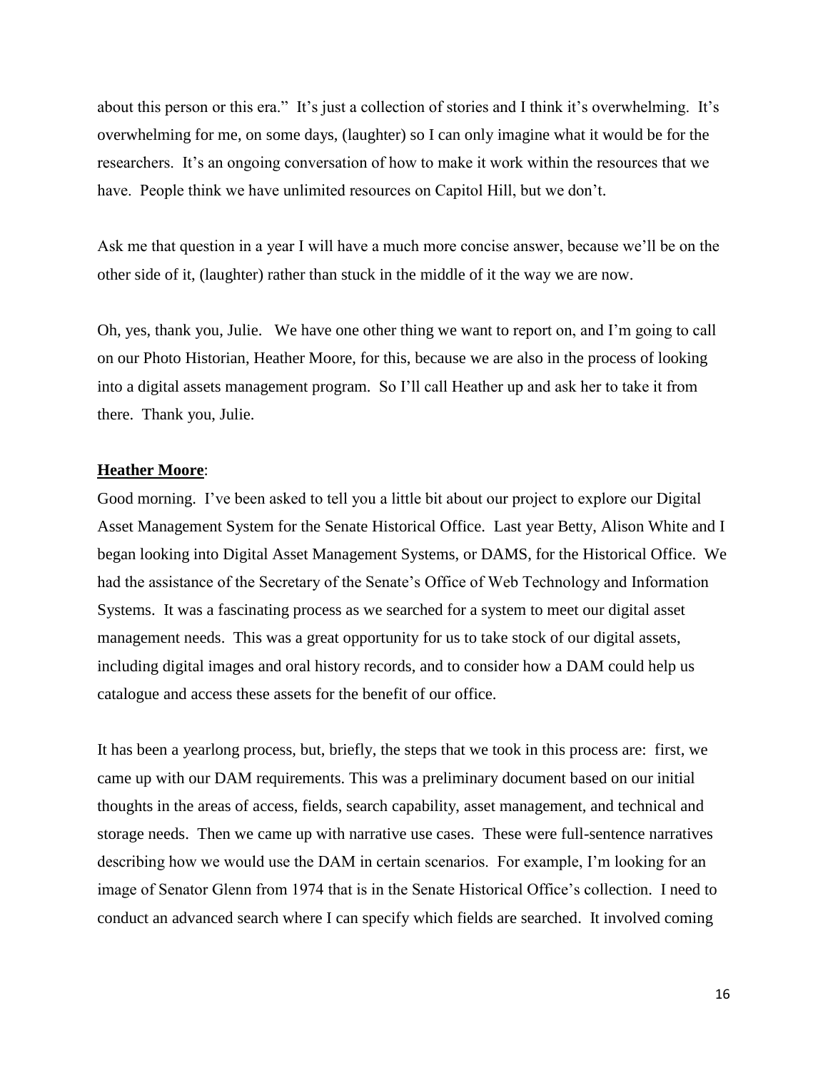about this person or this era." It's just a collection of stories and I think it's overwhelming. It's overwhelming for me, on some days, (laughter) so I can only imagine what it would be for the researchers. It's an ongoing conversation of how to make it work within the resources that we have. People think we have unlimited resources on Capitol Hill, but we don't.

Ask me that question in a year I will have a much more concise answer, because we'll be on the other side of it, (laughter) rather than stuck in the middle of it the way we are now.

Oh, yes, thank you, Julie. We have one other thing we want to report on, and I'm going to call on our Photo Historian, Heather Moore, for this, because we are also in the process of looking into a digital assets management program. So I'll call Heather up and ask her to take it from there. Thank you, Julie.

**Heather Moore**:

Good morning. I've been asked to tell you a little bit about our project to explore our Digital Asset Management System for the Senate Historical Office. Last year Betty, Alison White and I began looking into Digital Asset Management Systems, or DAMS, for the Historical Office. We had the assistance of the Secretary of the Senate's Office of Web Technology and Information Systems. It was a fascinating process as we searched for a system to meet our digital asset management needs. This was a great opportunity for us to take stock of our digital assets, including digital images and oral history records, and to consider how a DAM could help us catalogue and access these assets for the benefit of our office.

It has been a yearlong process, but, briefly, the steps that we took in this process are: first, we came up with our DAM requirements. This was a preliminary document based on our initial thoughts in the areas of access, fields, search capability, asset management, and technical and storage needs. Then we came up with narrative use cases. These were full-sentence narratives describing how we would use the DAM in certain scenarios. For example, I'm looking for an image of Senator Glenn from 1974 that is in the Senate Historical Office's collection. I need to conduct an advanced search where I can specify which fields are searched. It involved coming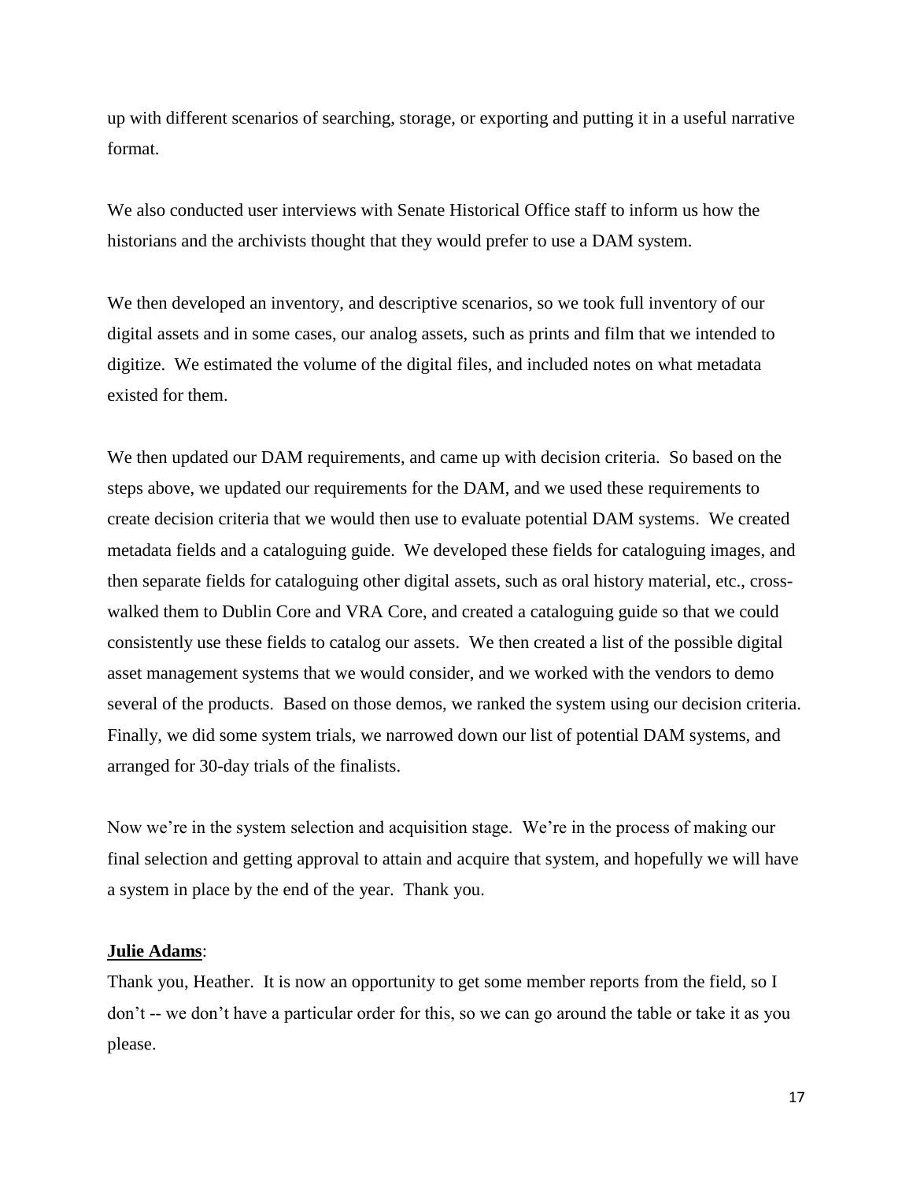up with different scenarios of searching, storage, or exporting and putting it in a useful narrative format.

We also conducted user interviews with Senate Historical Office staff to inform us how the historians and the archivists thought that they would prefer to use a DAM system.

We then developed an inventory, and descriptive scenarios, so we took full inventory of our digital assets and in some cases, our analog assets, such as prints and film that we intended to digitize. We estimated the volume of the digital files, and included notes on what metadata existed for them.

We then updated our DAM requirements, and came up with decision criteria. So based on the steps above, we updated our requirements for the DAM, and we used these requirements to create decision criteria that we would then use to evaluate potential DAM systems. We created metadata fields and a cataloguing guide. We developed these fields for cataloguing images, and then separate fields for cataloguing other digital assets, such as oral history material, etc., cross-walked them to Dublin Core and VRA Core, and created a cataloguing guide so that we could consistently use these fields to catalog our assets. We then created a list of the possible digital asset management systems that we would consider, and we worked with the vendors to demo several of the products. Based on those demos, we ranked the system using our decision criteria. Finally, we did some system trials, we narrowed down our list of potential DAM systems, and arranged for 30-day trials of the finalists.

Now we're in the system selection and acquisition stage. We're in the process of making our final selection and getting approval to attain and acquire that system, and hopefully we will have a system in place by the end of the year. Thank you.

**Julie Adams**:

Thank you, Heather. It is now an opportunity to get some member reports from the field, so I don't -- we don't have a particular order for this, so we can go around the table or take it as you please.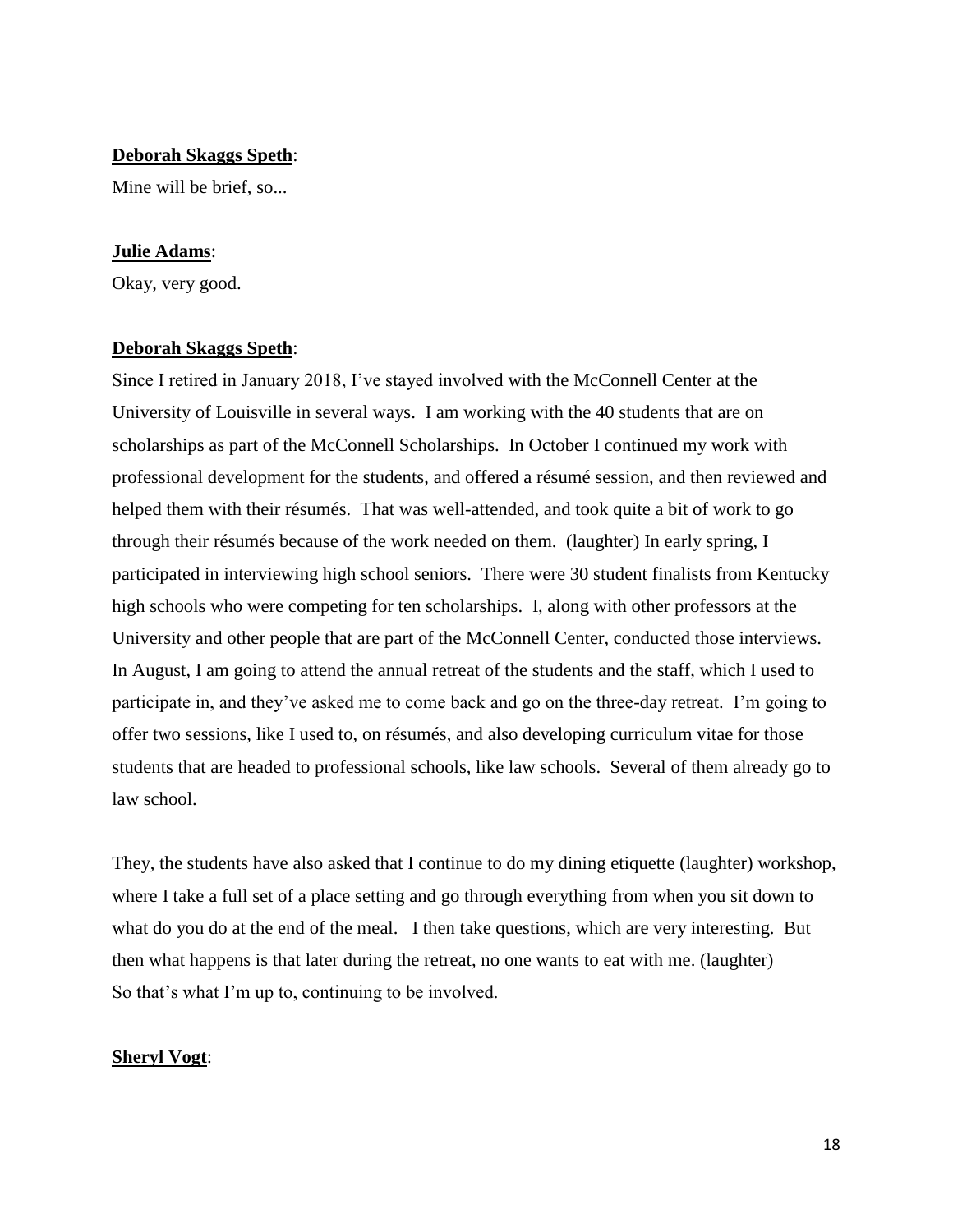**Deborah Skaggs Speth**:

Mine will be brief, so...

**Julie Adams**:

Okay, very good.

**Deborah Skaggs Speth**:

Since I retired in January 2018, I've stayed involved with the McConnell Center at the University of Louisville in several ways. I am working with the 40 students that are on scholarships as part of the McConnell Scholarships. In October I continued my work with professional development for the students, and offered a résumé session, and then reviewed and helped them with their résumés. That was well-attended, and took quite a bit of work to go through their résumés because of the work needed on them. (laughter) In early spring, I participated in interviewing high school seniors. There were 30 student finalists from Kentucky high schools who were competing for ten scholarships. I, along with other professors at the University and other people that are part of the McConnell Center, conducted those interviews. In August, I am going to attend the annual retreat of the students and the staff, which I used to participate in, and they've asked me to come back and go on the three-day retreat. I'm going to offer two sessions, like I used to, on résumés, and also developing curriculum vitae for those students that are headed to professional schools, like law schools. Several of them already go to law school.

They, the students have also asked that I continue to do my dining etiquette (laughter) workshop, where I take a full set of a place setting and go through everything from when you sit down to what do you do at the end of the meal. I then take questions, which are very interesting. But then what happens is that later during the retreat, no one wants to eat with me. (laughter) So that's what I'm up to, continuing to be involved.

**Sheryl Vogt**: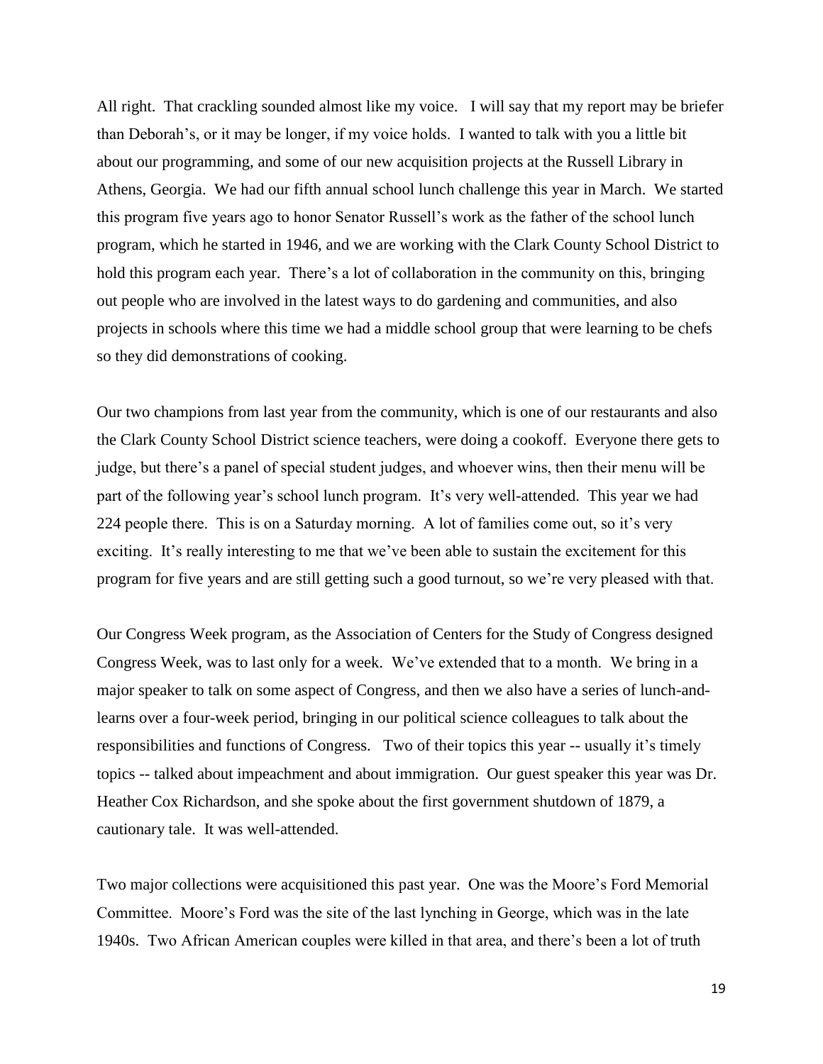All right. That crackling sounded almost like my voice. I will say that my report may be briefer than Deborah's, or it may be longer, if my voice holds. I wanted to talk with you a little bit about our programming, and some of our new acquisition projects at the Russell Library in Athens, Georgia. We had our fifth annual school lunch challenge this year in March. We started this program five years ago to honor Senator Russell's work as the father of the school lunch program, which he started in 1946, and we are working with the Clark County School District to hold this program each year. There's a lot of collaboration in the community on this, bringing out people who are involved in the latest ways to do gardening and communities, and also projects in schools where this time we had a middle school group that were learning to be chefs so they did demonstrations of cooking.

Our two champions from last year from the community, which is one of our restaurants and also the Clark County School District science teachers, were doing a cookoff. Everyone there gets to judge, but there's a panel of special student judges, and whoever wins, then their menu will be part of the following year's school lunch program. It's very well-attended. This year we had 224 people there. This is on a Saturday morning. A lot of families come out, so it's very exciting. It's really interesting to me that we've been able to sustain the excitement for this program for five years and are still getting such a good turnout, so we're very pleased with that.

Our Congress Week program, as the Association of Centers for the Study of Congress designed Congress Week, was to last only for a week. We've extended that to a month. We bring in a major speaker to talk on some aspect of Congress, and then we also have a series of lunch-and-learns over a four-week period, bringing in our political science colleagues to talk about the responsibilities and functions of Congress. Two of their topics this year -- usually it's timely topics -- talked about impeachment and about immigration. Our guest speaker this year was Dr. Heather Cox Richardson, and she spoke about the first government shutdown of 1879, a cautionary tale. It was well-attended.

Two major collections were acquisitioned this past year. One was the Moore's Ford Memorial Committee. Moore's Ford was the site of the last lynching in George, which was in the late 1940s. Two African American couples were killed in that area, and there's been a lot of truth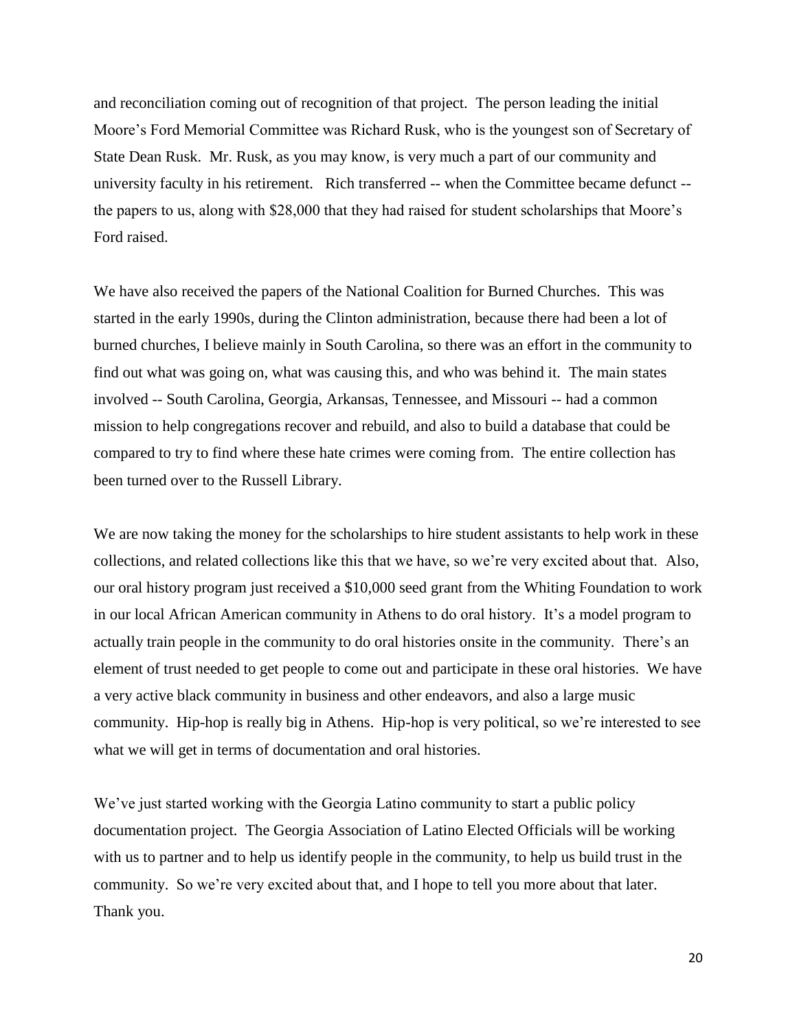and reconciliation coming out of recognition of that project. The person leading the initial Moore's Ford Memorial Committee was Richard Rusk, who is the youngest son of Secretary of State Dean Rusk. Mr. Rusk, as you may know, is very much a part of our community and university faculty in his retirement. Rich transferred -- when the Committee became defunct -- the papers to us, along with $28,000 that they had raised for student scholarships that Moore's Ford raised.

We have also received the papers of the National Coalition for Burned Churches. This was started in the early 1990s, during the Clinton administration, because there had been a lot of burned churches, I believe mainly in South Carolina, so there was an effort in the community to find out what was going on, what was causing this, and who was behind it. The main states involved -- South Carolina, Georgia, Arkansas, Tennessee, and Missouri -- had a common mission to help congregations recover and rebuild, and also to build a database that could be compared to try to find where these hate crimes were coming from. The entire collection has been turned over to the Russell Library.

We are now taking the money for the scholarships to hire student assistants to help work in these collections, and related collections like this that we have, so we're very excited about that. Also, our oral history program just received a $10,000 seed grant from the Whiting Foundation to work in our local African American community in Athens to do oral history. It's a model program to actually train people in the community to do oral histories onsite in the community. There's an element of trust needed to get people to come out and participate in these oral histories. We have a very active black community in business and other endeavors, and also a large music community. Hip-hop is really big in Athens. Hip-hop is very political, so we're interested to see what we will get in terms of documentation and oral histories.

We've just started working with the Georgia Latino community to start a public policy documentation project. The Georgia Association of Latino Elected Officials will be working with us to partner and to help us identify people in the community, to help us build trust in the community. So we're very excited about that, and I hope to tell you more about that later. Thank you.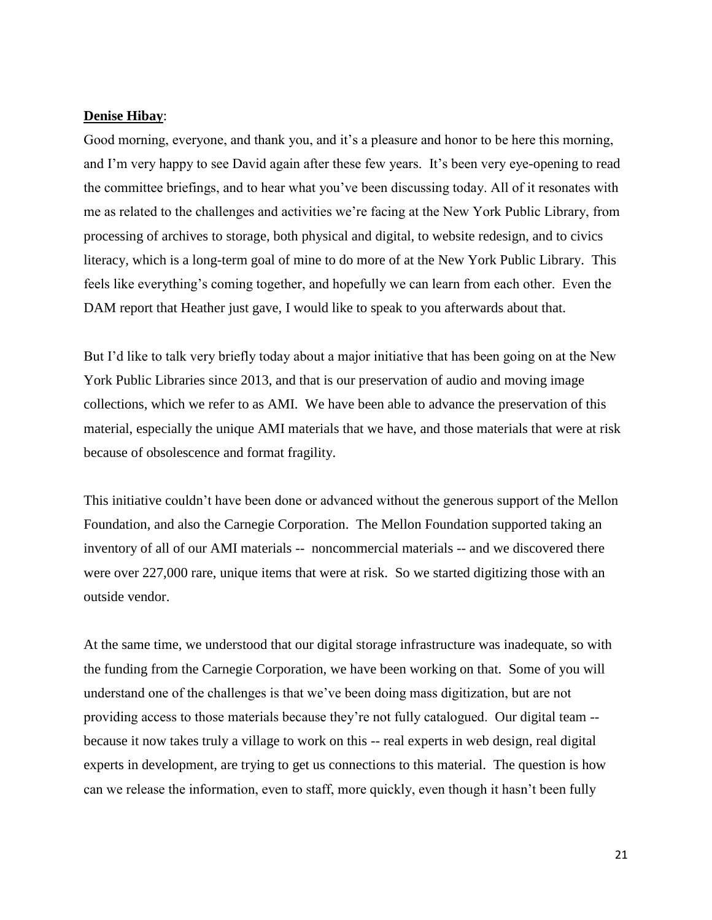**Denise Hibay**:

Good morning, everyone, and thank you, and it's a pleasure and honor to be here this morning, and I'm very happy to see David again after these few years. It's been very eye-opening to read the committee briefings, and to hear what you've been discussing today. All of it resonates with me as related to the challenges and activities we're facing at the New York Public Library, from processing of archives to storage, both physical and digital, to website redesign, and to civics literacy, which is a long-term goal of mine to do more of at the New York Public Library. This feels like everything's coming together, and hopefully we can learn from each other. Even the DAM report that Heather just gave, I would like to speak to you afterwards about that.

But I'd like to talk very briefly today about a major initiative that has been going on at the New York Public Libraries since 2013, and that is our preservation of audio and moving image collections, which we refer to as AMI. We have been able to advance the preservation of this material, especially the unique AMI materials that we have, and those materials that were at risk because of obsolescence and format fragility.

This initiative couldn't have been done or advanced without the generous support of the Mellon Foundation, and also the Carnegie Corporation. The Mellon Foundation supported taking an inventory of all of our AMI materials -- noncommercial materials -- and we discovered there were over 227,000 rare, unique items that were at risk. So we started digitizing those with an outside vendor.

At the same time, we understood that our digital storage infrastructure was inadequate, so with the funding from the Carnegie Corporation, we have been working on that. Some of you will understand one of the challenges is that we've been doing mass digitization, but are not providing access to those materials because they're not fully catalogued. Our digital team -- because it now takes truly a village to work on this -- real experts in web design, real digital experts in development, are trying to get us connections to this material. The question is how can we release the information, even to staff, more quickly, even though it hasn't been fully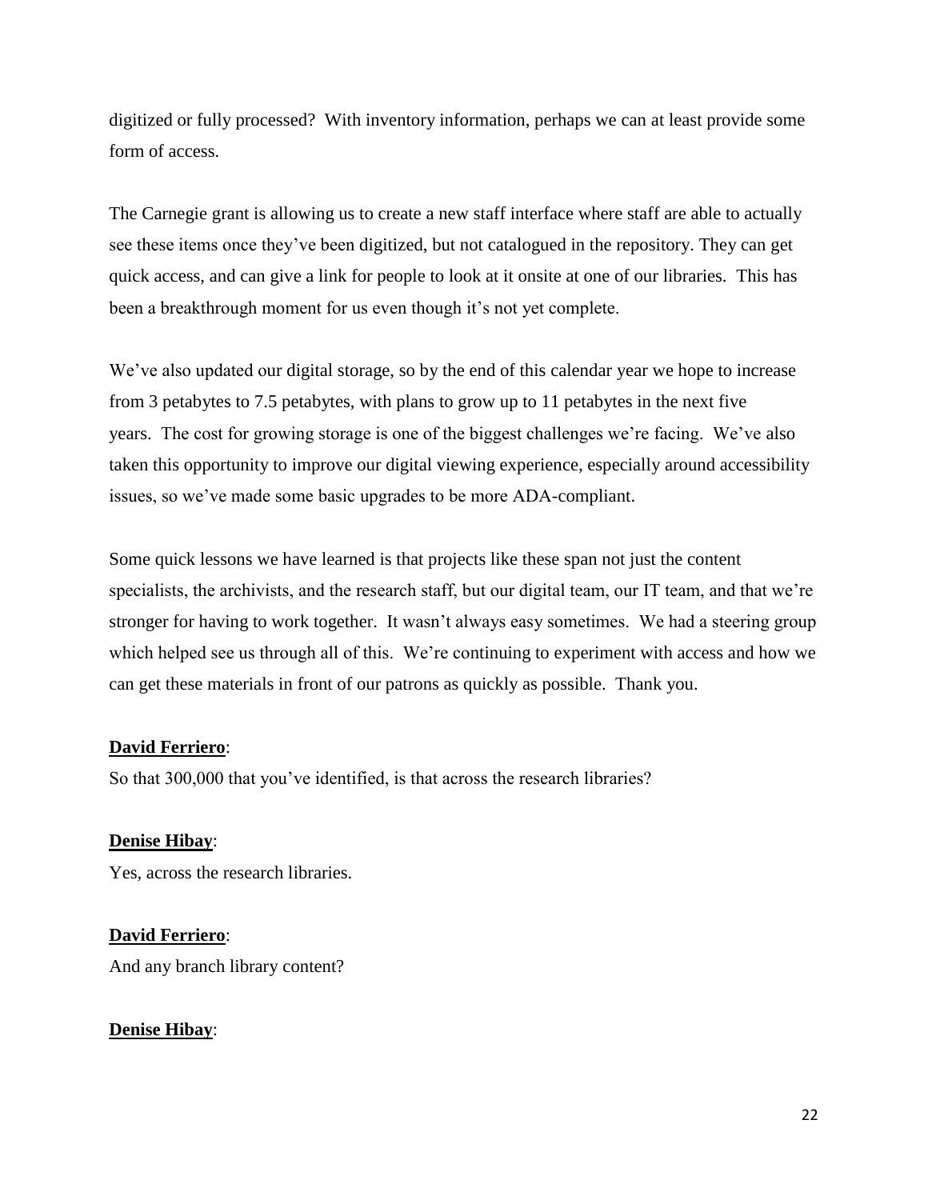digitized or fully processed? With inventory information, perhaps we can at least provide some form of access.

The Carnegie grant is allowing us to create a new staff interface where staff are able to actually see these items once they've been digitized, but not catalogued in the repository. They can get quick access, and can give a link for people to look at it onsite at one of our libraries. This has been a breakthrough moment for us even though it's not yet complete.

We've also updated our digital storage, so by the end of this calendar year we hope to increase from 3 petabytes to 7.5 petabytes, with plans to grow up to 11 petabytes in the next five years. The cost for growing storage is one of the biggest challenges we're facing. We've also taken this opportunity to improve our digital viewing experience, especially around accessibility issues, so we've made some basic upgrades to be more ADA-compliant.

Some quick lessons we have learned is that projects like these span not just the content specialists, the archivists, and the research staff, but our digital team, our IT team, and that we're stronger for having to work together. It wasn't always easy sometimes. We had a steering group which helped see us through all of this. We're continuing to experiment with access and how we can get these materials in front of our patrons as quickly as possible. Thank you.

**David Ferriero**:
So that 300,000 that you've identified, is that across the research libraries?

**Denise Hibay**:
Yes, across the research libraries.

**David Ferriero**:
And any branch library content?

**Denise Hibay**: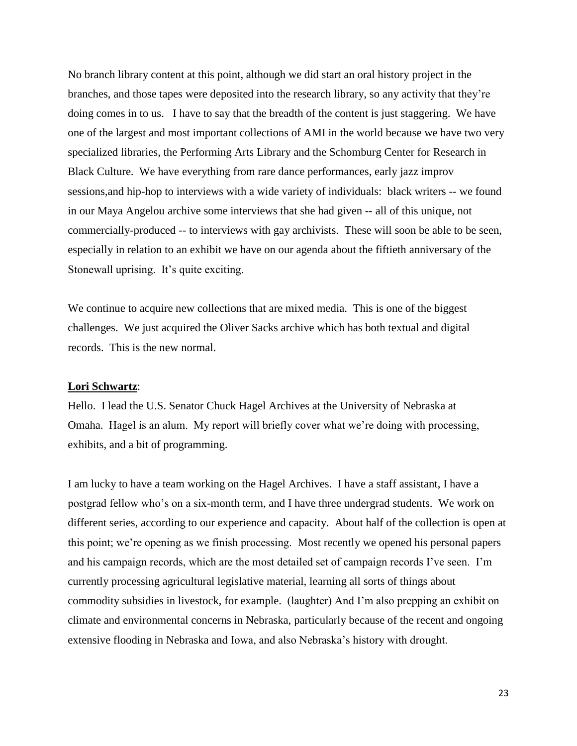No branch library content at this point, although we did start an oral history project in the branches, and those tapes were deposited into the research library, so any activity that they're doing comes in to us. I have to say that the breadth of the content is just staggering. We have one of the largest and most important collections of AMI in the world because we have two very specialized libraries, the Performing Arts Library and the Schomburg Center for Research in Black Culture. We have everything from rare dance performances, early jazz improv sessions,and hip-hop to interviews with a wide variety of individuals: black writers -- we found in our Maya Angelou archive some interviews that she had given -- all of this unique, not commercially-produced -- to interviews with gay archivists. These will soon be able to be seen, especially in relation to an exhibit we have on our agenda about the fiftieth anniversary of the Stonewall uprising. It's quite exciting.

We continue to acquire new collections that are mixed media. This is one of the biggest challenges. We just acquired the Oliver Sacks archive which has both textual and digital records. This is the new normal.

**Lori Schwartz**:

Hello. I lead the U.S. Senator Chuck Hagel Archives at the University of Nebraska at Omaha. Hagel is an alum. My report will briefly cover what we're doing with processing, exhibits, and a bit of programming.

I am lucky to have a team working on the Hagel Archives. I have a staff assistant, I have a postgrad fellow who's on a six-month term, and I have three undergrad students. We work on different series, according to our experience and capacity. About half of the collection is open at this point; we're opening as we finish processing. Most recently we opened his personal papers and his campaign records, which are the most detailed set of campaign records I've seen. I'm currently processing agricultural legislative material, learning all sorts of things about commodity subsidies in livestock, for example. (laughter) And I'm also prepping an exhibit on climate and environmental concerns in Nebraska, particularly because of the recent and ongoing extensive flooding in Nebraska and Iowa, and also Nebraska's history with drought.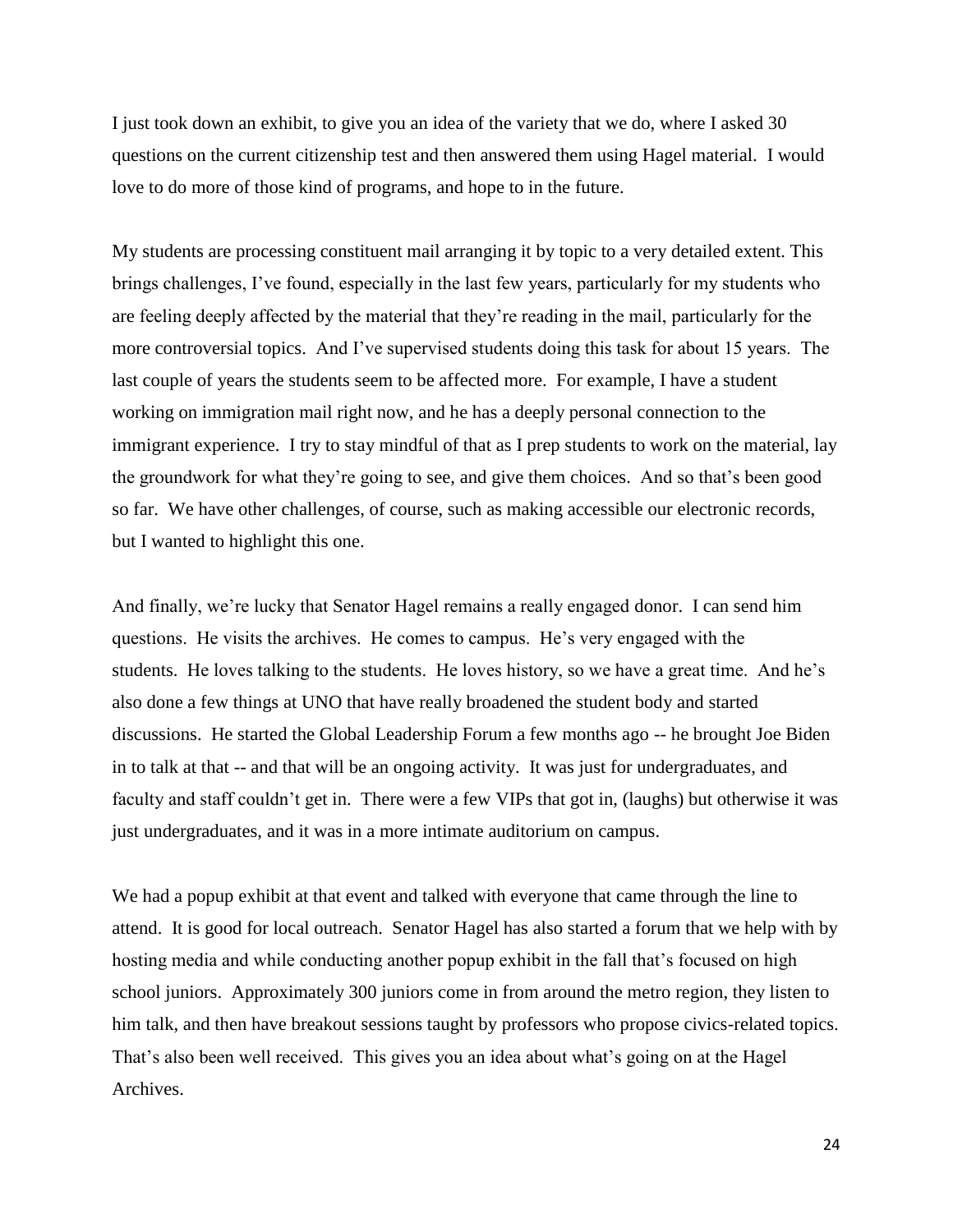I just took down an exhibit, to give you an idea of the variety that we do, where I asked 30 questions on the current citizenship test and then answered them using Hagel material. I would love to do more of those kind of programs, and hope to in the future.

My students are processing constituent mail arranging it by topic to a very detailed extent. This brings challenges, I've found, especially in the last few years, particularly for my students who are feeling deeply affected by the material that they're reading in the mail, particularly for the more controversial topics. And I've supervised students doing this task for about 15 years. The last couple of years the students seem to be affected more. For example, I have a student working on immigration mail right now, and he has a deeply personal connection to the immigrant experience. I try to stay mindful of that as I prep students to work on the material, lay the groundwork for what they're going to see, and give them choices. And so that's been good so far. We have other challenges, of course, such as making accessible our electronic records, but I wanted to highlight this one.

And finally, we're lucky that Senator Hagel remains a really engaged donor. I can send him questions. He visits the archives. He comes to campus. He's very engaged with the students. He loves talking to the students. He loves history, so we have a great time. And he's also done a few things at UNO that have really broadened the student body and started discussions. He started the Global Leadership Forum a few months ago -- he brought Joe Biden in to talk at that -- and that will be an ongoing activity. It was just for undergraduates, and faculty and staff couldn't get in. There were a few VIPs that got in, (laughs) but otherwise it was just undergraduates, and it was in a more intimate auditorium on campus.

We had a popup exhibit at that event and talked with everyone that came through the line to attend. It is good for local outreach. Senator Hagel has also started a forum that we help with by hosting media and while conducting another popup exhibit in the fall that's focused on high school juniors. Approximately 300 juniors come in from around the metro region, they listen to him talk, and then have breakout sessions taught by professors who propose civics-related topics. That's also been well received. This gives you an idea about what's going on at the Hagel Archives.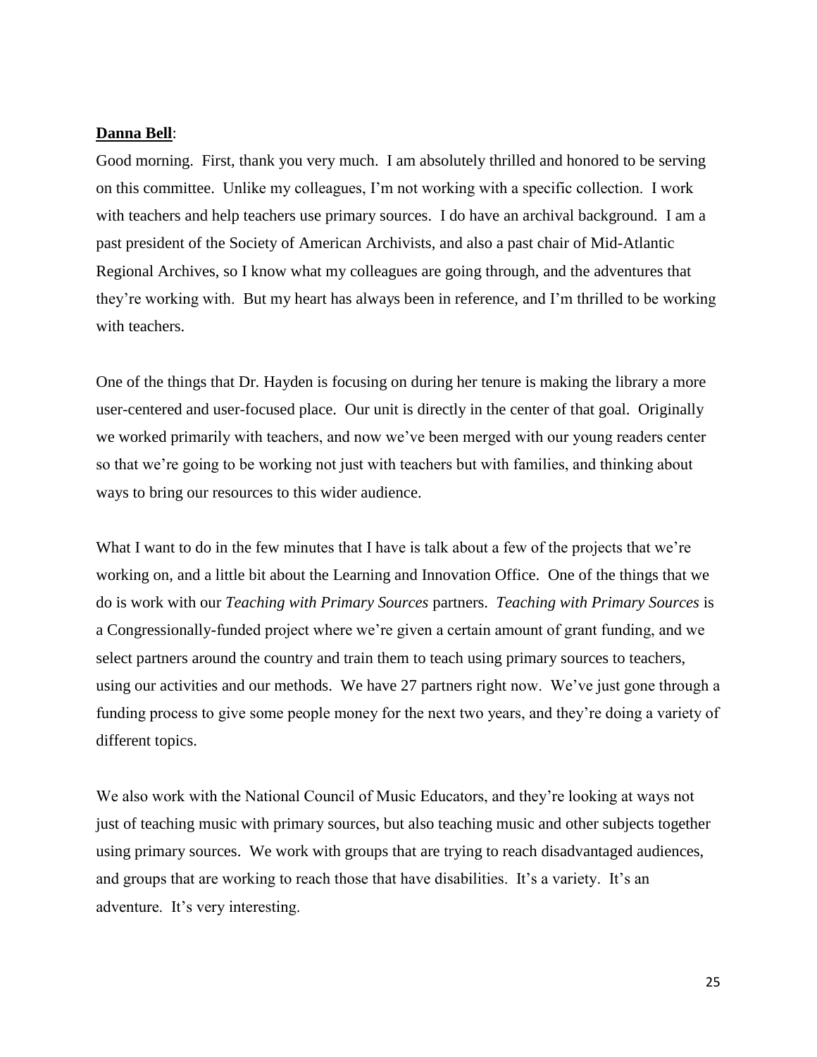**Danna Bell**:

Good morning. First, thank you very much. I am absolutely thrilled and honored to be serving on this committee. Unlike my colleagues, I'm not working with a specific collection. I work with teachers and help teachers use primary sources. I do have an archival background. I am a past president of the Society of American Archivists, and also a past chair of Mid-Atlantic Regional Archives, so I know what my colleagues are going through, and the adventures that they're working with. But my heart has always been in reference, and I'm thrilled to be working with teachers.

One of the things that Dr. Hayden is focusing on during her tenure is making the library a more user-centered and user-focused place. Our unit is directly in the center of that goal. Originally we worked primarily with teachers, and now we've been merged with our young readers center so that we're going to be working not just with teachers but with families, and thinking about ways to bring our resources to this wider audience.

What I want to do in the few minutes that I have is talk about a few of the projects that we're working on, and a little bit about the Learning and Innovation Office. One of the things that we do is work with our *Teaching with Primary Sources* partners. *Teaching with Primary Sources* is a Congressionally-funded project where we're given a certain amount of grant funding, and we select partners around the country and train them to teach using primary sources to teachers, using our activities and our methods. We have 27 partners right now. We've just gone through a funding process to give some people money for the next two years, and they're doing a variety of different topics.

We also work with the National Council of Music Educators, and they're looking at ways not just of teaching music with primary sources, but also teaching music and other subjects together using primary sources. We work with groups that are trying to reach disadvantaged audiences, and groups that are working to reach those that have disabilities. It's a variety. It's an adventure. It's very interesting.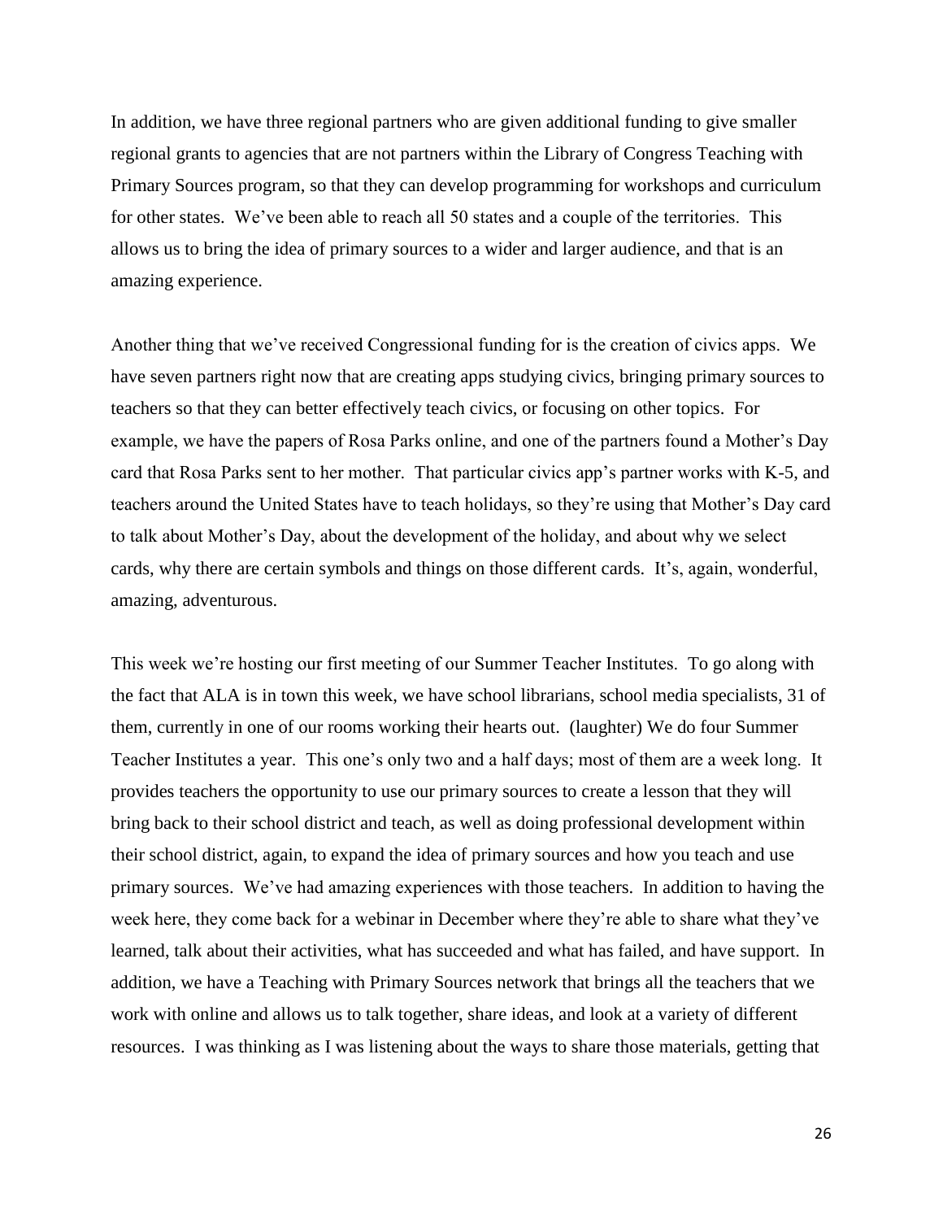In addition, we have three regional partners who are given additional funding to give smaller regional grants to agencies that are not partners within the Library of Congress Teaching with Primary Sources program, so that they can develop programming for workshops and curriculum for other states. We've been able to reach all 50 states and a couple of the territories. This allows us to bring the idea of primary sources to a wider and larger audience, and that is an amazing experience.

Another thing that we've received Congressional funding for is the creation of civics apps. We have seven partners right now that are creating apps studying civics, bringing primary sources to teachers so that they can better effectively teach civics, or focusing on other topics. For example, we have the papers of Rosa Parks online, and one of the partners found a Mother's Day card that Rosa Parks sent to her mother. That particular civics app's partner works with K-5, and teachers around the United States have to teach holidays, so they're using that Mother's Day card to talk about Mother's Day, about the development of the holiday, and about why we select cards, why there are certain symbols and things on those different cards. It's, again, wonderful, amazing, adventurous.

This week we're hosting our first meeting of our Summer Teacher Institutes. To go along with the fact that ALA is in town this week, we have school librarians, school media specialists, 31 of them, currently in one of our rooms working their hearts out. (laughter) We do four Summer Teacher Institutes a year. This one's only two and a half days; most of them are a week long. It provides teachers the opportunity to use our primary sources to create a lesson that they will bring back to their school district and teach, as well as doing professional development within their school district, again, to expand the idea of primary sources and how you teach and use primary sources. We've had amazing experiences with those teachers. In addition to having the week here, they come back for a webinar in December where they're able to share what they've learned, talk about their activities, what has succeeded and what has failed, and have support. In addition, we have a Teaching with Primary Sources network that brings all the teachers that we work with online and allows us to talk together, share ideas, and look at a variety of different resources. I was thinking as I was listening about the ways to share those materials, getting that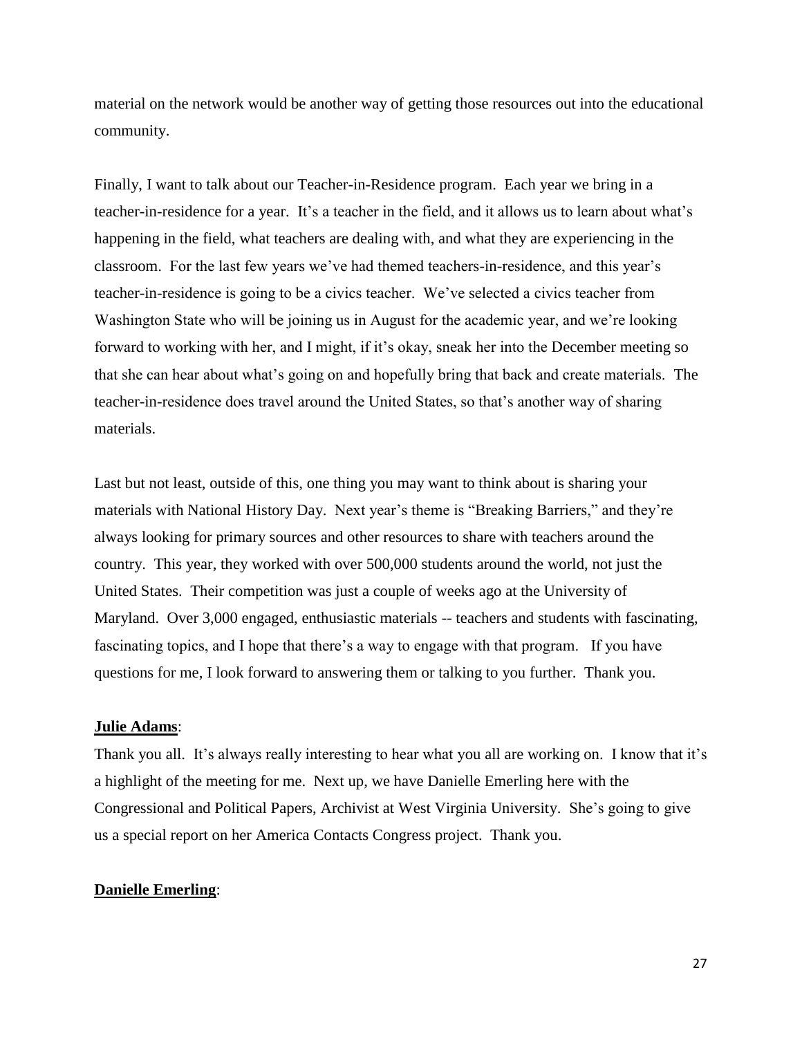material on the network would be another way of getting those resources out into the educational community.

Finally, I want to talk about our Teacher-in-Residence program. Each year we bring in a teacher-in-residence for a year. It's a teacher in the field, and it allows us to learn about what's happening in the field, what teachers are dealing with, and what they are experiencing in the classroom. For the last few years we've had themed teachers-in-residence, and this year's teacher-in-residence is going to be a civics teacher. We've selected a civics teacher from Washington State who will be joining us in August for the academic year, and we're looking forward to working with her, and I might, if it's okay, sneak her into the December meeting so that she can hear about what's going on and hopefully bring that back and create materials. The teacher-in-residence does travel around the United States, so that's another way of sharing materials.

Last but not least, outside of this, one thing you may want to think about is sharing your materials with National History Day. Next year's theme is "Breaking Barriers," and they're always looking for primary sources and other resources to share with teachers around the country. This year, they worked with over 500,000 students around the world, not just the United States. Their competition was just a couple of weeks ago at the University of Maryland. Over 3,000 engaged, enthusiastic materials -- teachers and students with fascinating, fascinating topics, and I hope that there's a way to engage with that program. If you have questions for me, I look forward to answering them or talking to you further. Thank you.

**Julie Adams**:

Thank you all. It's always really interesting to hear what you all are working on. I know that it's a highlight of the meeting for me. Next up, we have Danielle Emerling here with the Congressional and Political Papers, Archivist at West Virginia University. She's going to give us a special report on her America Contacts Congress project. Thank you.

**Danielle Emerling**: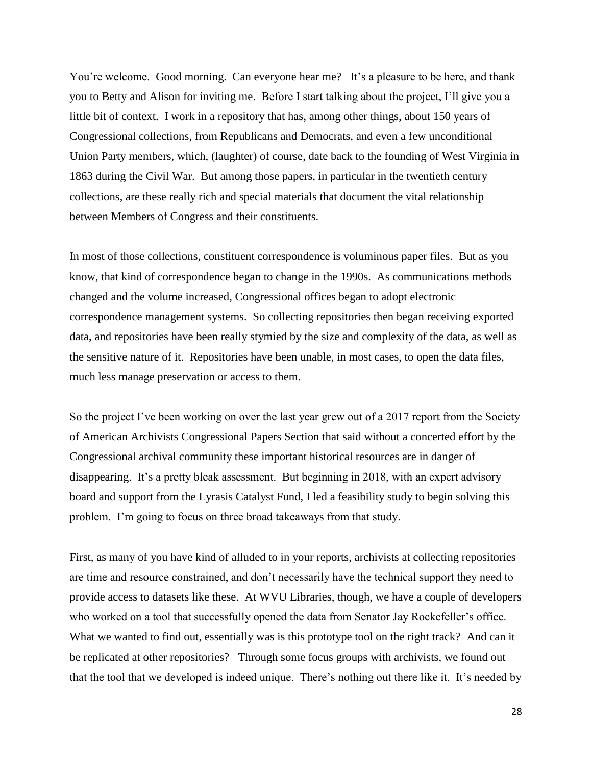You're welcome. Good morning. Can everyone hear me? It's a pleasure to be here, and thank you to Betty and Alison for inviting me. Before I start talking about the project, I'll give you a little bit of context. I work in a repository that has, among other things, about 150 years of Congressional collections, from Republicans and Democrats, and even a few unconditional Union Party members, which, (laughter) of course, date back to the founding of West Virginia in 1863 during the Civil War. But among those papers, in particular in the twentieth century collections, are these really rich and special materials that document the vital relationship between Members of Congress and their constituents.

In most of those collections, constituent correspondence is voluminous paper files. But as you know, that kind of correspondence began to change in the 1990s. As communications methods changed and the volume increased, Congressional offices began to adopt electronic correspondence management systems. So collecting repositories then began receiving exported data, and repositories have been really stymied by the size and complexity of the data, as well as the sensitive nature of it. Repositories have been unable, in most cases, to open the data files, much less manage preservation or access to them.

So the project I've been working on over the last year grew out of a 2017 report from the Society of American Archivists Congressional Papers Section that said without a concerted effort by the Congressional archival community these important historical resources are in danger of disappearing. It's a pretty bleak assessment. But beginning in 2018, with an expert advisory board and support from the Lyrasis Catalyst Fund, I led a feasibility study to begin solving this problem. I'm going to focus on three broad takeaways from that study.

First, as many of you have kind of alluded to in your reports, archivists at collecting repositories are time and resource constrained, and don't necessarily have the technical support they need to provide access to datasets like these. At WVU Libraries, though, we have a couple of developers who worked on a tool that successfully opened the data from Senator Jay Rockefeller's office. What we wanted to find out, essentially was is this prototype tool on the right track? And can it be replicated at other repositories? Through some focus groups with archivists, we found out that the tool that we developed is indeed unique. There's nothing out there like it. It's needed by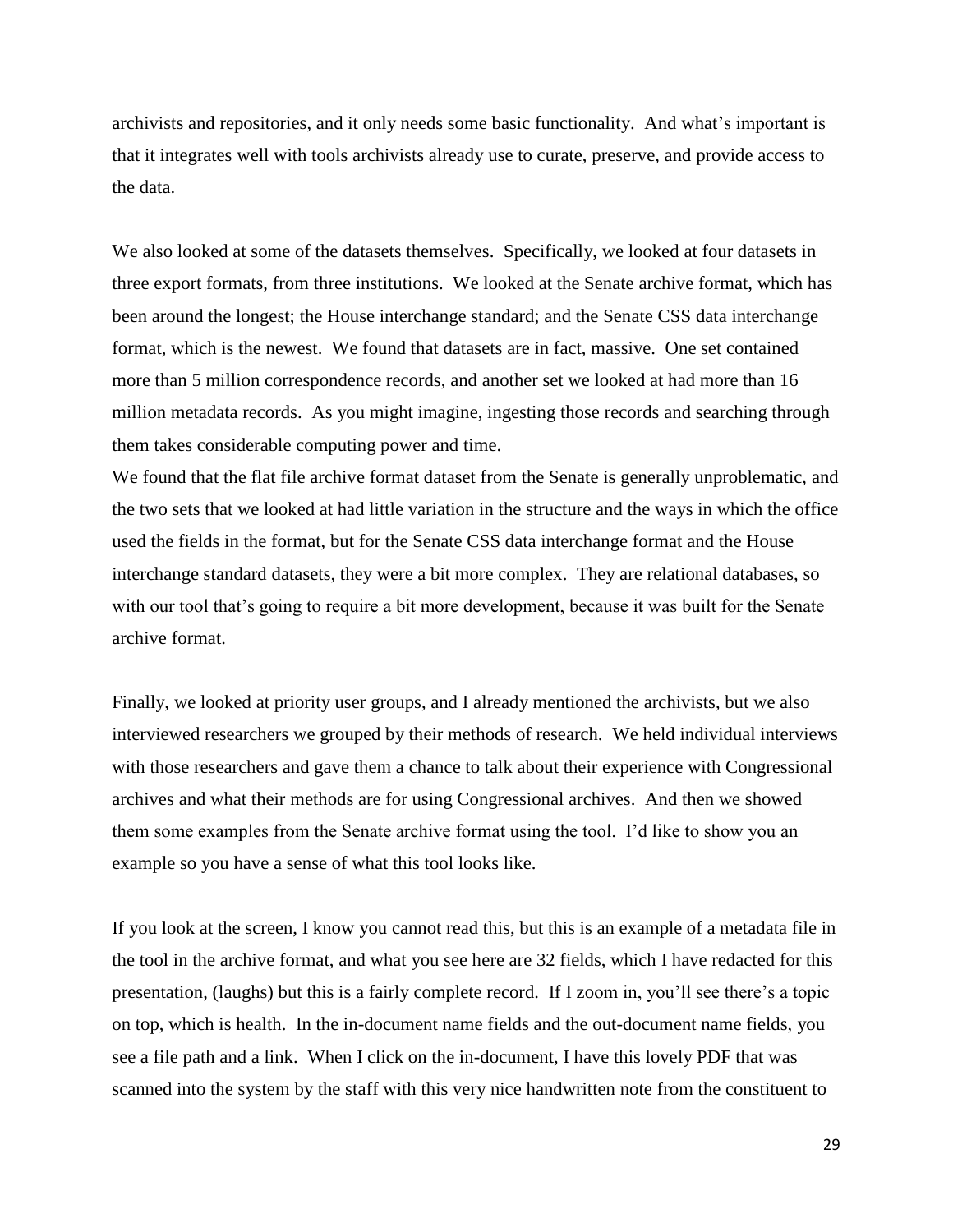archivists and repositories, and it only needs some basic functionality. And what's important is that it integrates well with tools archivists already use to curate, preserve, and provide access to the data.

We also looked at some of the datasets themselves. Specifically, we looked at four datasets in three export formats, from three institutions. We looked at the Senate archive format, which has been around the longest; the House interchange standard; and the Senate CSS data interchange format, which is the newest. We found that datasets are in fact, massive. One set contained more than 5 million correspondence records, and another set we looked at had more than 16 million metadata records. As you might imagine, ingesting those records and searching through them takes considerable computing power and time.

We found that the flat file archive format dataset from the Senate is generally unproblematic, and the two sets that we looked at had little variation in the structure and the ways in which the office used the fields in the format, but for the Senate CSS data interchange format and the House interchange standard datasets, they were a bit more complex. They are relational databases, so with our tool that's going to require a bit more development, because it was built for the Senate archive format.

Finally, we looked at priority user groups, and I already mentioned the archivists, but we also interviewed researchers we grouped by their methods of research. We held individual interviews with those researchers and gave them a chance to talk about their experience with Congressional archives and what their methods are for using Congressional archives. And then we showed them some examples from the Senate archive format using the tool. I'd like to show you an example so you have a sense of what this tool looks like.

If you look at the screen, I know you cannot read this, but this is an example of a metadata file in the tool in the archive format, and what you see here are 32 fields, which I have redacted for this presentation, (laughs) but this is a fairly complete record. If I zoom in, you'll see there's a topic on top, which is health. In the in-document name fields and the out-document name fields, you see a file path and a link. When I click on the in-document, I have this lovely PDF that was scanned into the system by the staff with this very nice handwritten note from the constituent to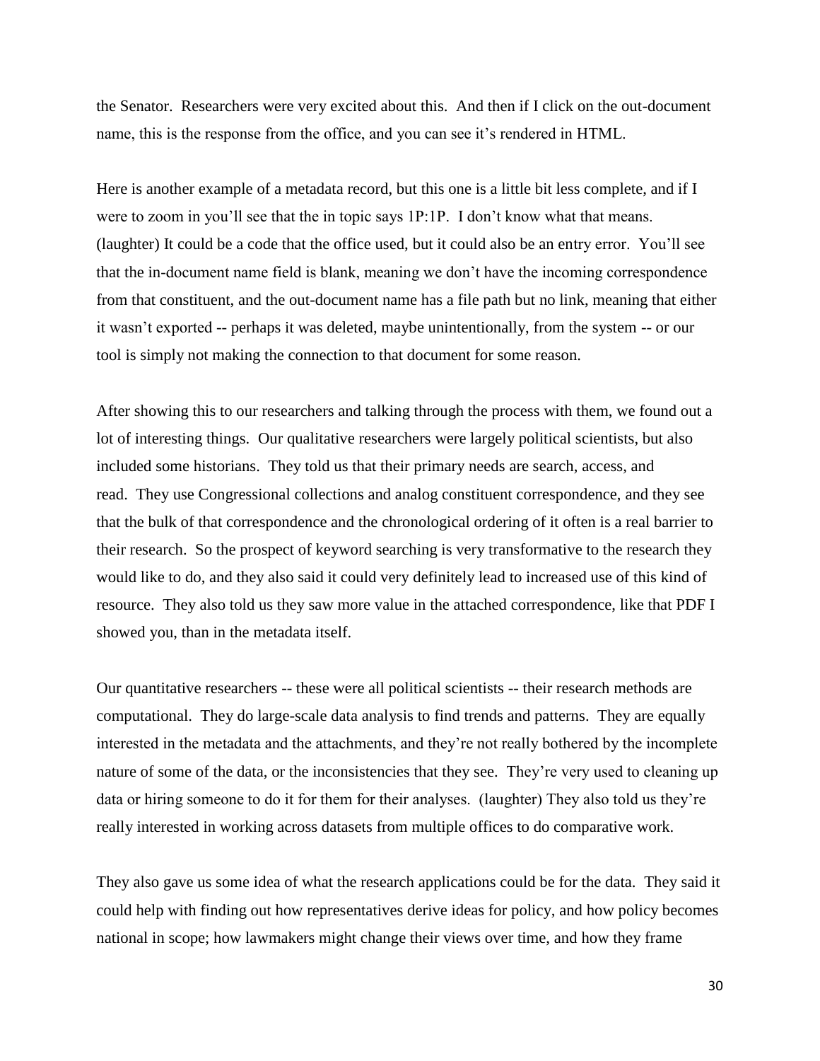the Senator. Researchers were very excited about this. And then if I click on the out-document name, this is the response from the office, and you can see it's rendered in HTML.

Here is another example of a metadata record, but this one is a little bit less complete, and if I were to zoom in you'll see that the in topic says 1P:1P. I don't know what that means. (laughter) It could be a code that the office used, but it could also be an entry error. You'll see that the in-document name field is blank, meaning we don't have the incoming correspondence from that constituent, and the out-document name has a file path but no link, meaning that either it wasn't exported -- perhaps it was deleted, maybe unintentionally, from the system -- or our tool is simply not making the connection to that document for some reason.

After showing this to our researchers and talking through the process with them, we found out a lot of interesting things. Our qualitative researchers were largely political scientists, but also included some historians. They told us that their primary needs are search, access, and read. They use Congressional collections and analog constituent correspondence, and they see that the bulk of that correspondence and the chronological ordering of it often is a real barrier to their research. So the prospect of keyword searching is very transformative to the research they would like to do, and they also said it could very definitely lead to increased use of this kind of resource. They also told us they saw more value in the attached correspondence, like that PDF I showed you, than in the metadata itself.

Our quantitative researchers -- these were all political scientists -- their research methods are computational. They do large-scale data analysis to find trends and patterns. They are equally interested in the metadata and the attachments, and they're not really bothered by the incomplete nature of some of the data, or the inconsistencies that they see. They're very used to cleaning up data or hiring someone to do it for them for their analyses. (laughter) They also told us they're really interested in working across datasets from multiple offices to do comparative work.

They also gave us some idea of what the research applications could be for the data. They said it could help with finding out how representatives derive ideas for policy, and how policy becomes national in scope; how lawmakers might change their views over time, and how they frame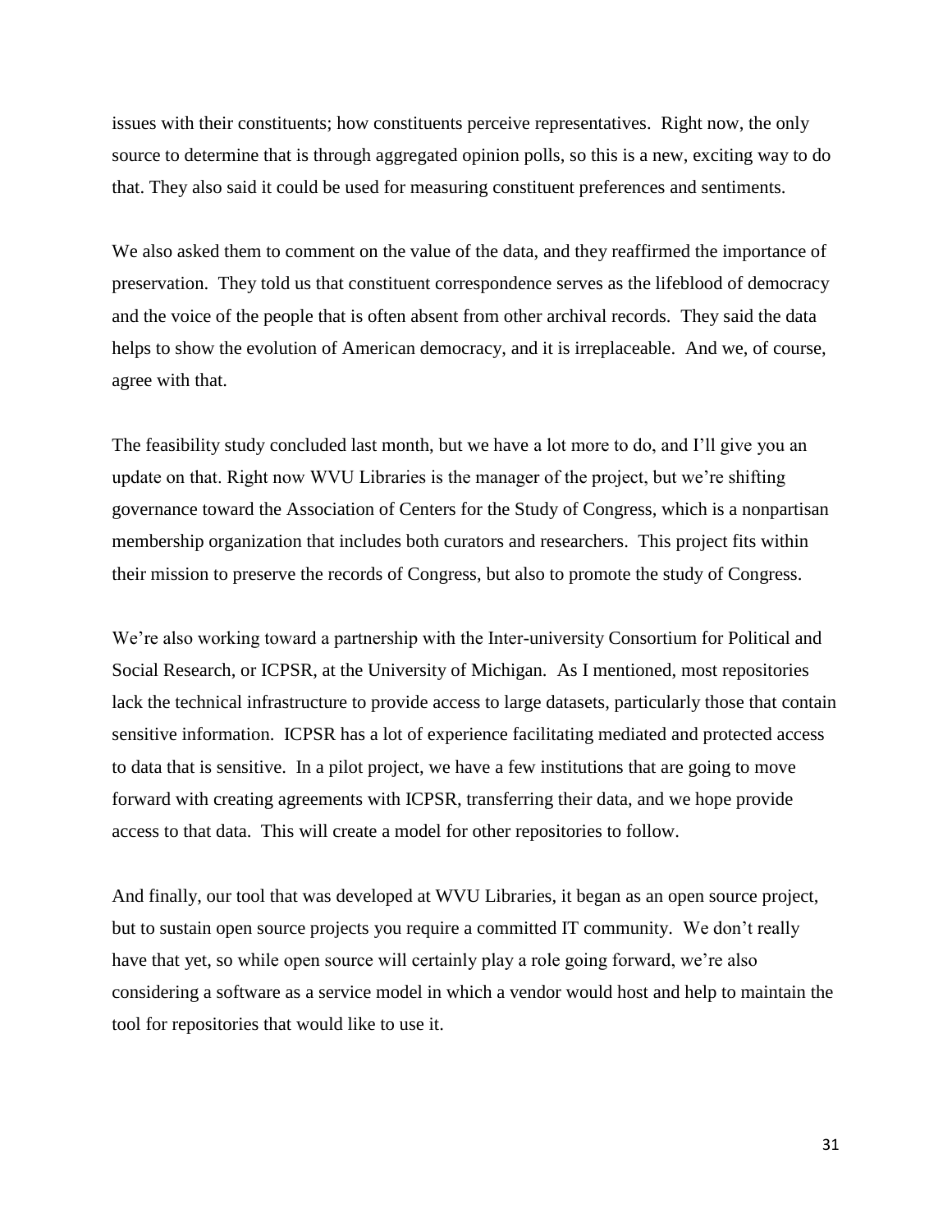issues with their constituents; how constituents perceive representatives. Right now, the only source to determine that is through aggregated opinion polls, so this is a new, exciting way to do that. They also said it could be used for measuring constituent preferences and sentiments.

We also asked them to comment on the value of the data, and they reaffirmed the importance of preservation. They told us that constituent correspondence serves as the lifeblood of democracy and the voice of the people that is often absent from other archival records. They said the data helps to show the evolution of American democracy, and it is irreplaceable. And we, of course, agree with that.

The feasibility study concluded last month, but we have a lot more to do, and I'll give you an update on that. Right now WVU Libraries is the manager of the project, but we're shifting governance toward the Association of Centers for the Study of Congress, which is a nonpartisan membership organization that includes both curators and researchers. This project fits within their mission to preserve the records of Congress, but also to promote the study of Congress.

We're also working toward a partnership with the Inter-university Consortium for Political and Social Research, or ICPSR, at the University of Michigan. As I mentioned, most repositories lack the technical infrastructure to provide access to large datasets, particularly those that contain sensitive information. ICPSR has a lot of experience facilitating mediated and protected access to data that is sensitive. In a pilot project, we have a few institutions that are going to move forward with creating agreements with ICPSR, transferring their data, and we hope provide access to that data. This will create a model for other repositories to follow.

And finally, our tool that was developed at WVU Libraries, it began as an open source project, but to sustain open source projects you require a committed IT community. We don't really have that yet, so while open source will certainly play a role going forward, we're also considering a software as a service model in which a vendor would host and help to maintain the tool for repositories that would like to use it.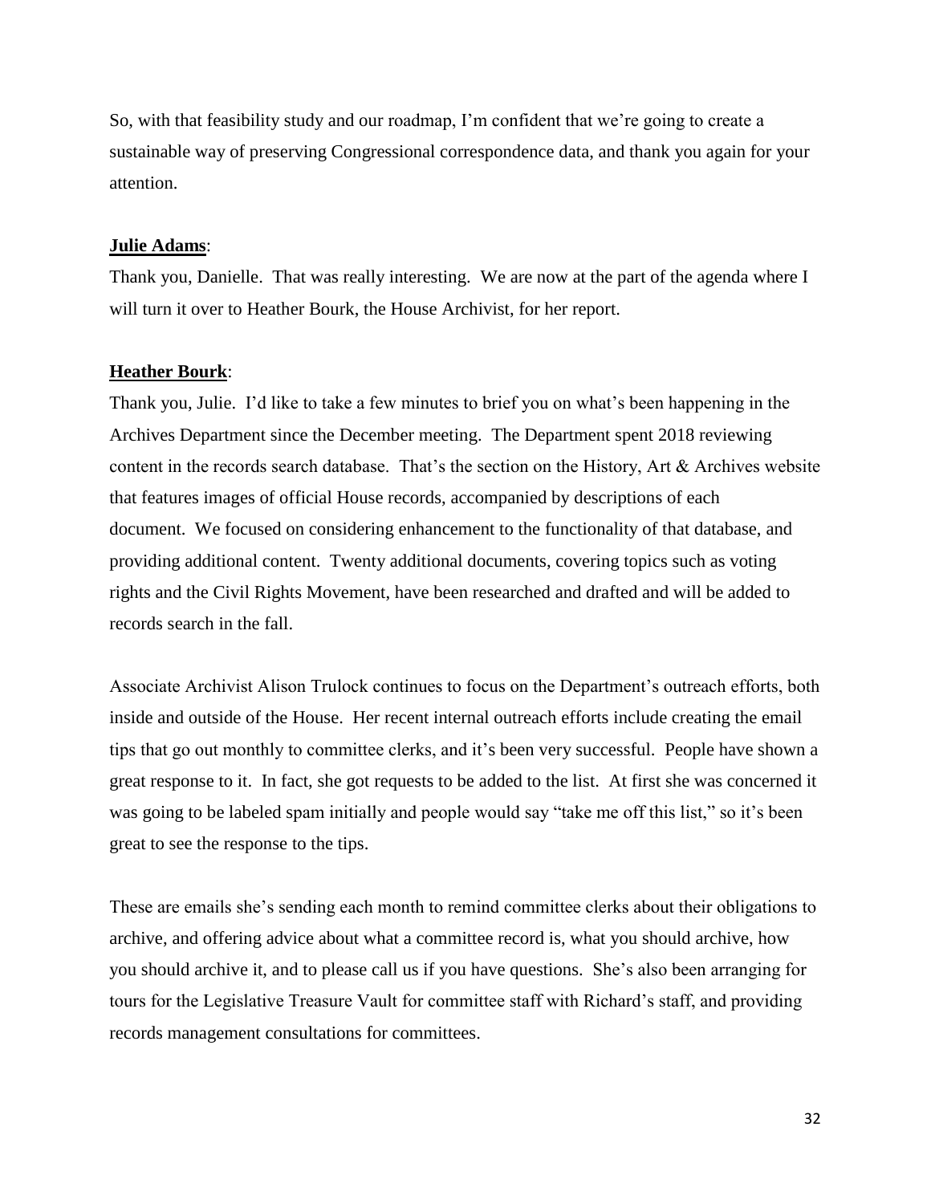So, with that feasibility study and our roadmap, I'm confident that we're going to create a sustainable way of preserving Congressional correspondence data, and thank you again for your attention.

**Julie Adams**:

Thank you, Danielle. That was really interesting. We are now at the part of the agenda where I will turn it over to Heather Bourk, the House Archivist, for her report.

**Heather Bourk**:

Thank you, Julie. I'd like to take a few minutes to brief you on what's been happening in the Archives Department since the December meeting. The Department spent 2018 reviewing content in the records search database. That's the section on the History, Art & Archives website that features images of official House records, accompanied by descriptions of each document. We focused on considering enhancement to the functionality of that database, and providing additional content. Twenty additional documents, covering topics such as voting rights and the Civil Rights Movement, have been researched and drafted and will be added to records search in the fall.

Associate Archivist Alison Trulock continues to focus on the Department's outreach efforts, both inside and outside of the House. Her recent internal outreach efforts include creating the email tips that go out monthly to committee clerks, and it's been very successful. People have shown a great response to it. In fact, she got requests to be added to the list. At first she was concerned it was going to be labeled spam initially and people would say "take me off this list," so it's been great to see the response to the tips.

These are emails she's sending each month to remind committee clerks about their obligations to archive, and offering advice about what a committee record is, what you should archive, how you should archive it, and to please call us if you have questions. She's also been arranging for tours for the Legislative Treasure Vault for committee staff with Richard's staff, and providing records management consultations for committees.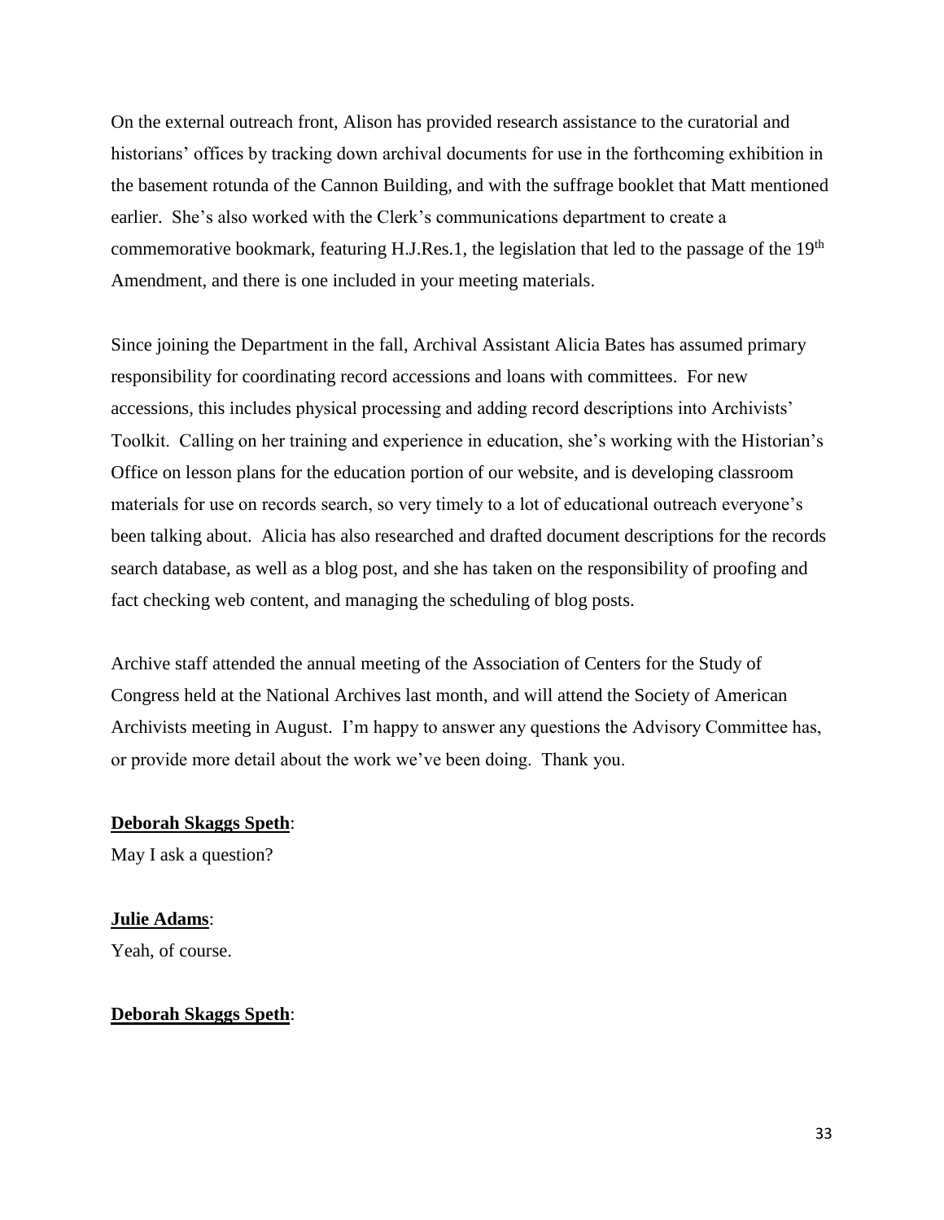On the external outreach front, Alison has provided research assistance to the curatorial and historians' offices by tracking down archival documents for use in the forthcoming exhibition in the basement rotunda of the Cannon Building, and with the suffrage booklet that Matt mentioned earlier. She's also worked with the Clerk's communications department to create a commemorative bookmark, featuring H.J.Res.1, the legislation that led to the passage of the 19th Amendment, and there is one included in your meeting materials.

Since joining the Department in the fall, Archival Assistant Alicia Bates has assumed primary responsibility for coordinating record accessions and loans with committees. For new accessions, this includes physical processing and adding record descriptions into Archivists' Toolkit. Calling on her training and experience in education, she's working with the Historian's Office on lesson plans for the education portion of our website, and is developing classroom materials for use on records search, so very timely to a lot of educational outreach everyone's been talking about. Alicia has also researched and drafted document descriptions for the records search database, as well as a blog post, and she has taken on the responsibility of proofing and fact checking web content, and managing the scheduling of blog posts.

Archive staff attended the annual meeting of the Association of Centers for the Study of Congress held at the National Archives last month, and will attend the Society of American Archivists meeting in August. I'm happy to answer any questions the Advisory Committee has, or provide more detail about the work we've been doing. Thank you.

**Deborah Skaggs Speth**:
May I ask a question?

**Julie Adams**:
Yeah, of course.

**Deborah Skaggs Speth**: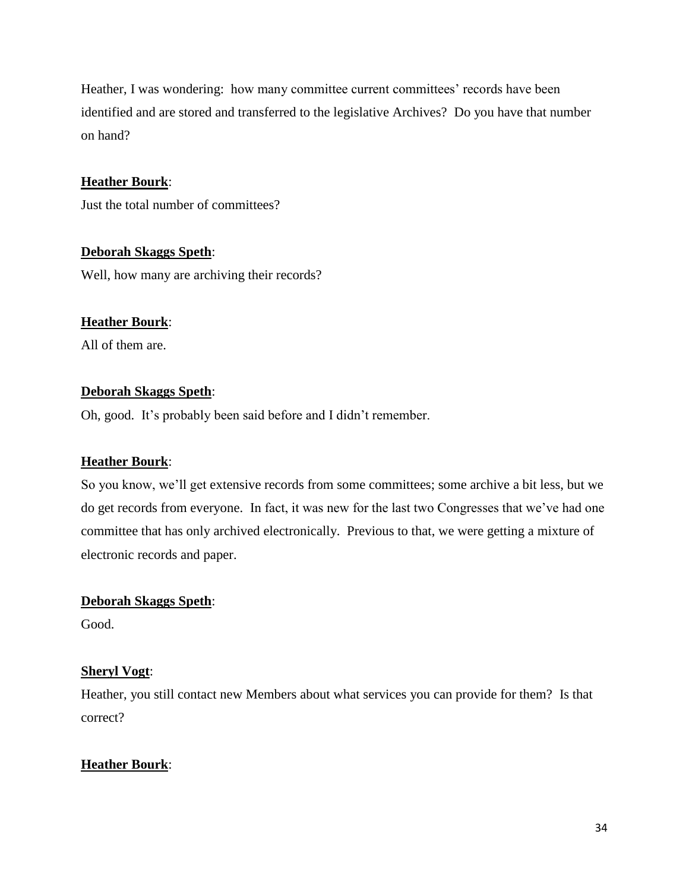Heather, I was wondering: how many committee current committees' records have been identified and are stored and transferred to the legislative Archives? Do you have that number on hand?

**Heather Bourk**:

Just the total number of committees?

**Deborah Skaggs Speth**:

Well, how many are archiving their records?

**Heather Bourk**:

All of them are.

**Deborah Skaggs Speth**:

Oh, good. It's probably been said before and I didn't remember.

**Heather Bourk**:

So you know, we'll get extensive records from some committees; some archive a bit less, but we do get records from everyone. In fact, it was new for the last two Congresses that we've had one committee that has only archived electronically. Previous to that, we were getting a mixture of electronic records and paper.

**Deborah Skaggs Speth**:

Good.

**Sheryl Vogt**:

Heather, you still contact new Members about what services you can provide for them? Is that correct?

**Heather Bourk**: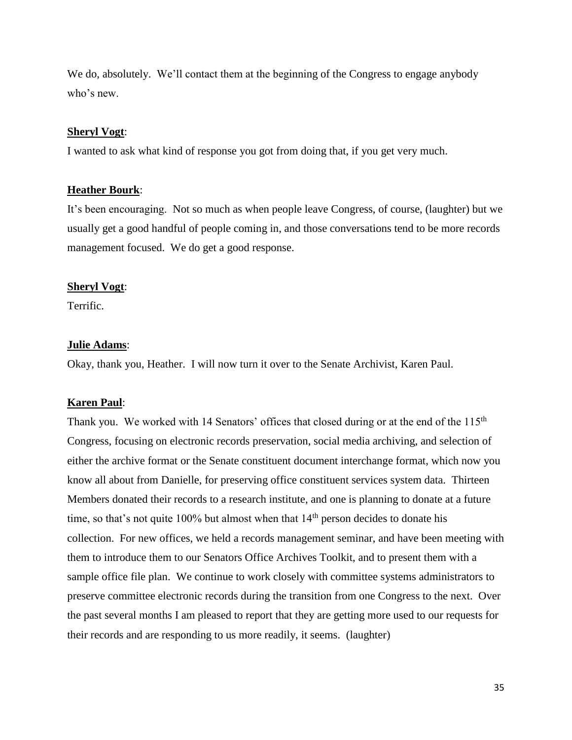We do, absolutely. We'll contact them at the beginning of the Congress to engage anybody who's new.

**Sheryl Vogt**:

I wanted to ask what kind of response you got from doing that, if you get very much.

**Heather Bourk**:

It's been encouraging. Not so much as when people leave Congress, of course, (laughter) but we usually get a good handful of people coming in, and those conversations tend to be more records management focused. We do get a good response.

**Sheryl Vogt**:

Terrific.

**Julie Adams**:

Okay, thank you, Heather. I will now turn it over to the Senate Archivist, Karen Paul.

**Karen Paul**:

Thank you. We worked with 14 Senators' offices that closed during or at the end of the 115th Congress, focusing on electronic records preservation, social media archiving, and selection of either the archive format or the Senate constituent document interchange format, which now you know all about from Danielle, for preserving office constituent services system data. Thirteen Members donated their records to a research institute, and one is planning to donate at a future time, so that's not quite 100% but almost when that 14th person decides to donate his collection. For new offices, we held a records management seminar, and have been meeting with them to introduce them to our Senators Office Archives Toolkit, and to present them with a sample office file plan. We continue to work closely with committee systems administrators to preserve committee electronic records during the transition from one Congress to the next. Over the past several months I am pleased to report that they are getting more used to our requests for their records and are responding to us more readily, it seems. (laughter)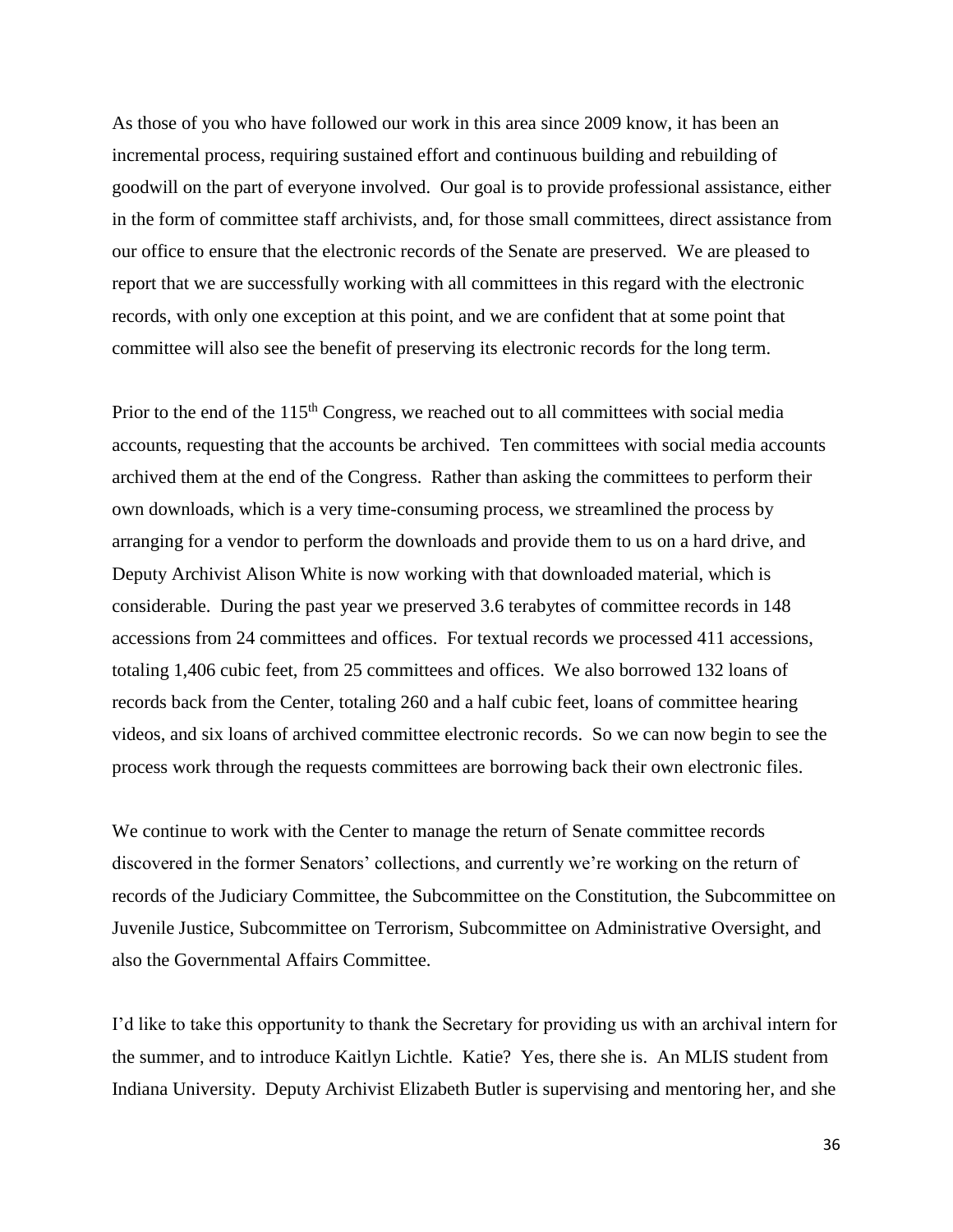As those of you who have followed our work in this area since 2009 know, it has been an incremental process, requiring sustained effort and continuous building and rebuilding of goodwill on the part of everyone involved. Our goal is to provide professional assistance, either in the form of committee staff archivists, and, for those small committees, direct assistance from our office to ensure that the electronic records of the Senate are preserved. We are pleased to report that we are successfully working with all committees in this regard with the electronic records, with only one exception at this point, and we are confident that at some point that committee will also see the benefit of preserving its electronic records for the long term.

Prior to the end of the 115th Congress, we reached out to all committees with social media accounts, requesting that the accounts be archived. Ten committees with social media accounts archived them at the end of the Congress. Rather than asking the committees to perform their own downloads, which is a very time-consuming process, we streamlined the process by arranging for a vendor to perform the downloads and provide them to us on a hard drive, and Deputy Archivist Alison White is now working with that downloaded material, which is considerable. During the past year we preserved 3.6 terabytes of committee records in 148 accessions from 24 committees and offices. For textual records we processed 411 accessions, totaling 1,406 cubic feet, from 25 committees and offices. We also borrowed 132 loans of records back from the Center, totaling 260 and a half cubic feet, loans of committee hearing videos, and six loans of archived committee electronic records. So we can now begin to see the process work through the requests committees are borrowing back their own electronic files.

We continue to work with the Center to manage the return of Senate committee records discovered in the former Senators' collections, and currently we're working on the return of records of the Judiciary Committee, the Subcommittee on the Constitution, the Subcommittee on Juvenile Justice, Subcommittee on Terrorism, Subcommittee on Administrative Oversight, and also the Governmental Affairs Committee.

I'd like to take this opportunity to thank the Secretary for providing us with an archival intern for the summer, and to introduce Kaitlyn Lichtle. Katie? Yes, there she is. An MLIS student from Indiana University. Deputy Archivist Elizabeth Butler is supervising and mentoring her, and she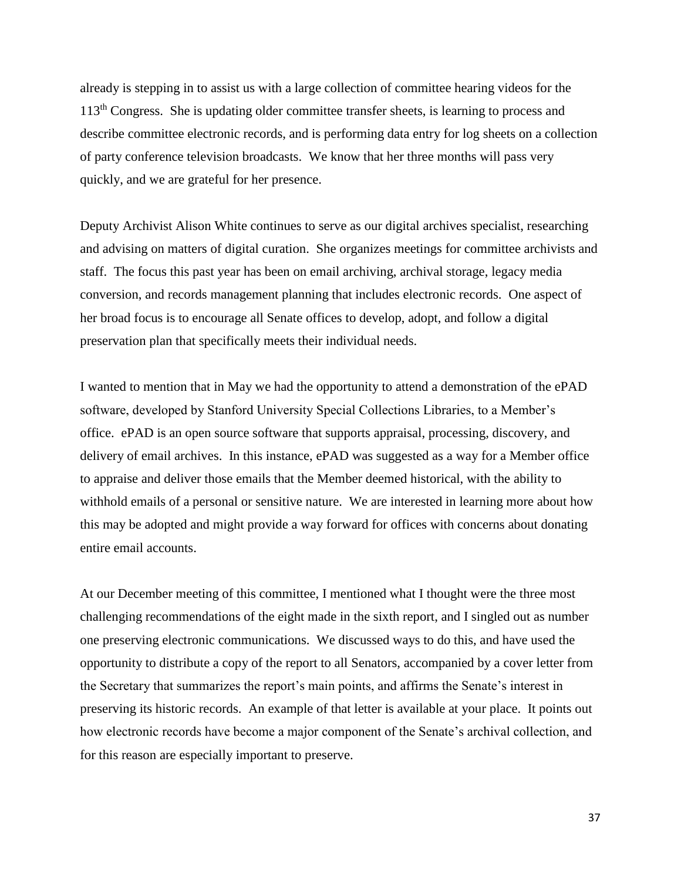already is stepping in to assist us with a large collection of committee hearing videos for the 113th Congress. She is updating older committee transfer sheets, is learning to process and describe committee electronic records, and is performing data entry for log sheets on a collection of party conference television broadcasts. We know that her three months will pass very quickly, and we are grateful for her presence.

Deputy Archivist Alison White continues to serve as our digital archives specialist, researching and advising on matters of digital curation. She organizes meetings for committee archivists and staff. The focus this past year has been on email archiving, archival storage, legacy media conversion, and records management planning that includes electronic records. One aspect of her broad focus is to encourage all Senate offices to develop, adopt, and follow a digital preservation plan that specifically meets their individual needs.

I wanted to mention that in May we had the opportunity to attend a demonstration of the ePAD software, developed by Stanford University Special Collections Libraries, to a Member's office. ePAD is an open source software that supports appraisal, processing, discovery, and delivery of email archives. In this instance, ePAD was suggested as a way for a Member office to appraise and deliver those emails that the Member deemed historical, with the ability to withhold emails of a personal or sensitive nature. We are interested in learning more about how this may be adopted and might provide a way forward for offices with concerns about donating entire email accounts.

At our December meeting of this committee, I mentioned what I thought were the three most challenging recommendations of the eight made in the sixth report, and I singled out as number one preserving electronic communications. We discussed ways to do this, and have used the opportunity to distribute a copy of the report to all Senators, accompanied by a cover letter from the Secretary that summarizes the report's main points, and affirms the Senate's interest in preserving its historic records. An example of that letter is available at your place. It points out how electronic records have become a major component of the Senate's archival collection, and for this reason are especially important to preserve.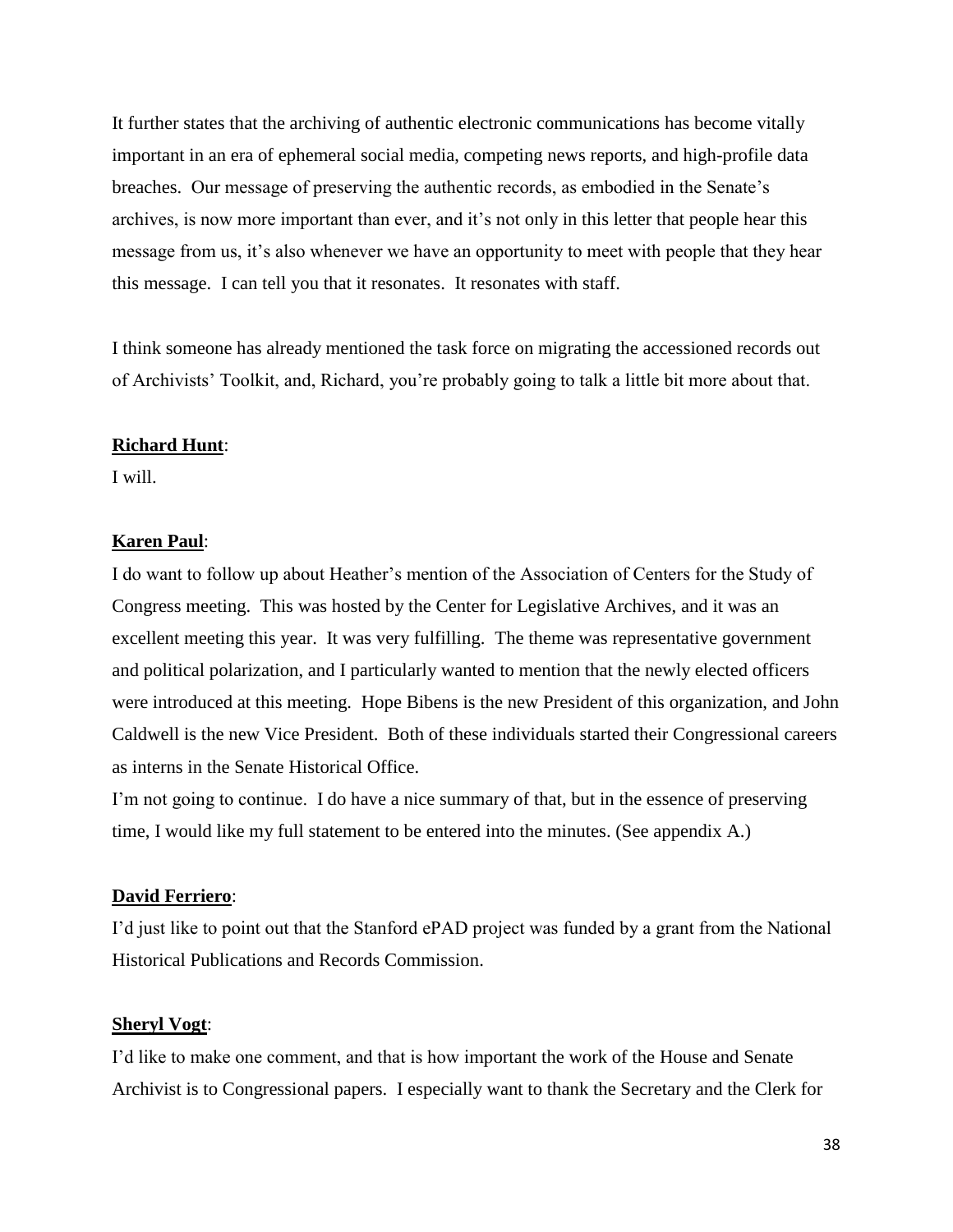It further states that the archiving of authentic electronic communications has become vitally important in an era of ephemeral social media, competing news reports, and high-profile data breaches. Our message of preserving the authentic records, as embodied in the Senate's archives, is now more important than ever, and it's not only in this letter that people hear this message from us, it's also whenever we have an opportunity to meet with people that they hear this message. I can tell you that it resonates. It resonates with staff.

I think someone has already mentioned the task force on migrating the accessioned records out of Archivists' Toolkit, and, Richard, you're probably going to talk a little bit more about that.

**Richard Hunt**:

I will.

**Karen Paul**:

I do want to follow up about Heather's mention of the Association of Centers for the Study of Congress meeting. This was hosted by the Center for Legislative Archives, and it was an excellent meeting this year. It was very fulfilling. The theme was representative government and political polarization, and I particularly wanted to mention that the newly elected officers were introduced at this meeting. Hope Bibens is the new President of this organization, and John Caldwell is the new Vice President. Both of these individuals started their Congressional careers as interns in the Senate Historical Office.

I'm not going to continue. I do have a nice summary of that, but in the essence of preserving time, I would like my full statement to be entered into the minutes. (See appendix A.)

**David Ferriero**:

I'd just like to point out that the Stanford ePAD project was funded by a grant from the National Historical Publications and Records Commission.

**Sheryl Vogt**:

I'd like to make one comment, and that is how important the work of the House and Senate Archivist is to Congressional papers. I especially want to thank the Secretary and the Clerk for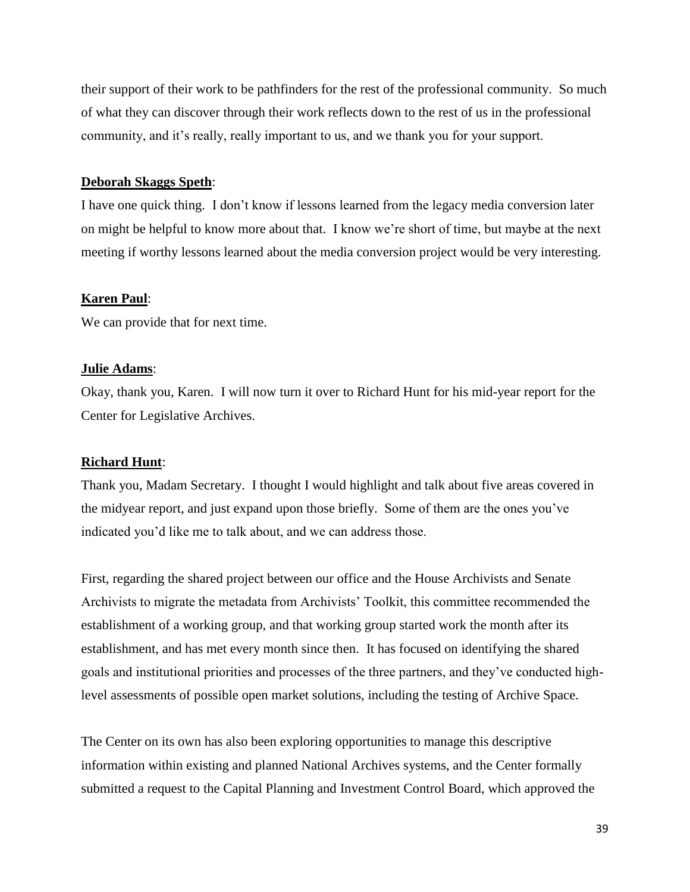their support of their work to be pathfinders for the rest of the professional community. So much of what they can discover through their work reflects down to the rest of us in the professional community, and it's really, really important to us, and we thank you for your support.

**Deborah Skaggs Speth**:

I have one quick thing. I don't know if lessons learned from the legacy media conversion later on might be helpful to know more about that. I know we're short of time, but maybe at the next meeting if worthy lessons learned about the media conversion project would be very interesting.

**Karen Paul**:

We can provide that for next time.

**Julie Adams**:

Okay, thank you, Karen. I will now turn it over to Richard Hunt for his mid-year report for the Center for Legislative Archives.

**Richard Hunt**:

Thank you, Madam Secretary. I thought I would highlight and talk about five areas covered in the midyear report, and just expand upon those briefly. Some of them are the ones you've indicated you'd like me to talk about, and we can address those.

First, regarding the shared project between our office and the House Archivists and Senate Archivists to migrate the metadata from Archivists' Toolkit, this committee recommended the establishment of a working group, and that working group started work the month after its establishment, and has met every month since then. It has focused on identifying the shared goals and institutional priorities and processes of the three partners, and they've conducted high-level assessments of possible open market solutions, including the testing of Archive Space.

The Center on its own has also been exploring opportunities to manage this descriptive information within existing and planned National Archives systems, and the Center formally submitted a request to the Capital Planning and Investment Control Board, which approved the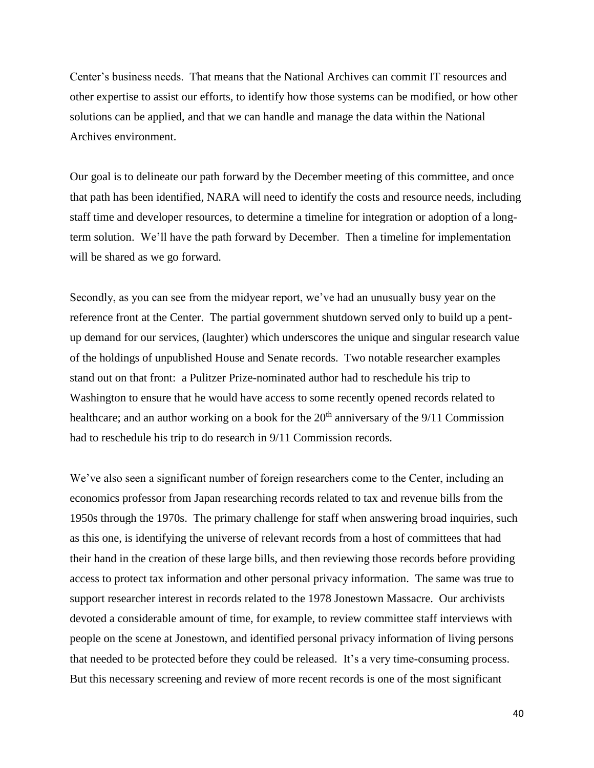Center's business needs. That means that the National Archives can commit IT resources and other expertise to assist our efforts, to identify how those systems can be modified, or how other solutions can be applied, and that we can handle and manage the data within the National Archives environment.

Our goal is to delineate our path forward by the December meeting of this committee, and once that path has been identified, NARA will need to identify the costs and resource needs, including staff time and developer resources, to determine a timeline for integration or adoption of a long-term solution. We'll have the path forward by December. Then a timeline for implementation will be shared as we go forward.

Secondly, as you can see from the midyear report, we've had an unusually busy year on the reference front at the Center. The partial government shutdown served only to build up a pent-up demand for our services, (laughter) which underscores the unique and singular research value of the holdings of unpublished House and Senate records. Two notable researcher examples stand out on that front: a Pulitzer Prize-nominated author had to reschedule his trip to Washington to ensure that he would have access to some recently opened records related to healthcare; and an author working on a book for the 20th anniversary of the 9/11 Commission had to reschedule his trip to do research in 9/11 Commission records.

We've also seen a significant number of foreign researchers come to the Center, including an economics professor from Japan researching records related to tax and revenue bills from the 1950s through the 1970s. The primary challenge for staff when answering broad inquiries, such as this one, is identifying the universe of relevant records from a host of committees that had their hand in the creation of these large bills, and then reviewing those records before providing access to protect tax information and other personal privacy information. The same was true to support researcher interest in records related to the 1978 Jonestown Massacre. Our archivists devoted a considerable amount of time, for example, to review committee staff interviews with people on the scene at Jonestown, and identified personal privacy information of living persons that needed to be protected before they could be released. It's a very time-consuming process. But this necessary screening and review of more recent records is one of the most significant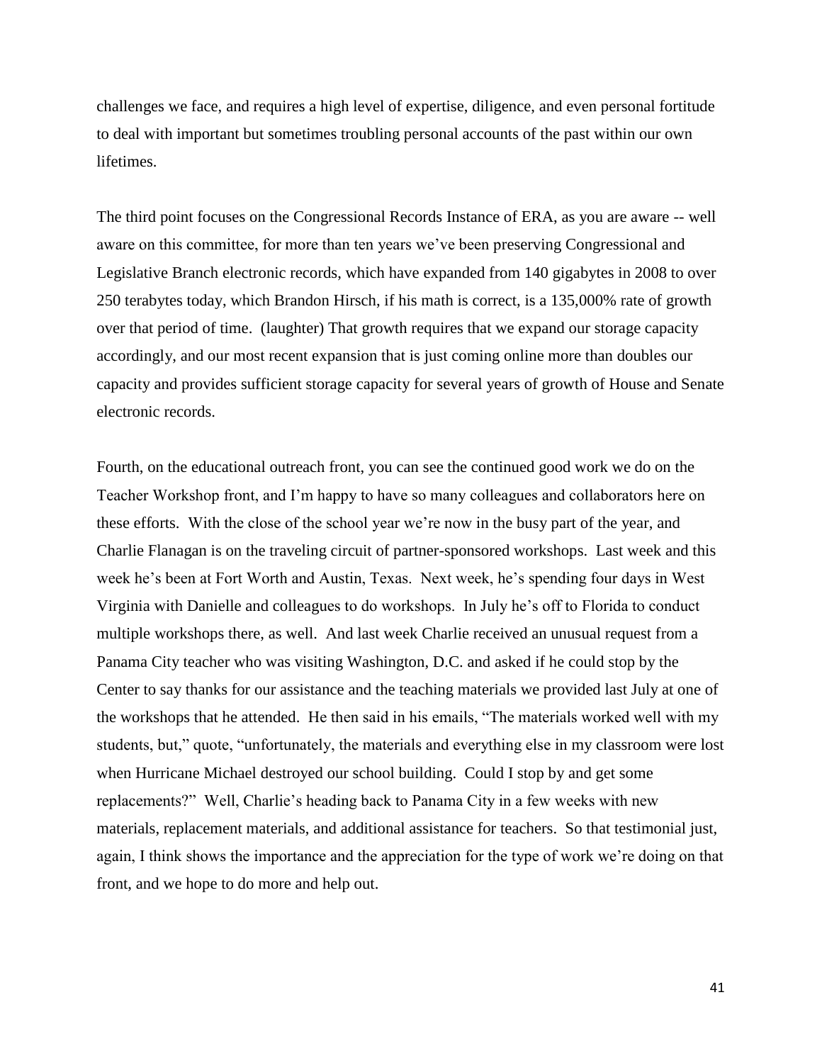challenges we face, and requires a high level of expertise, diligence, and even personal fortitude to deal with important but sometimes troubling personal accounts of the past within our own lifetimes.

The third point focuses on the Congressional Records Instance of ERA, as you are aware -- well aware on this committee, for more than ten years we've been preserving Congressional and Legislative Branch electronic records, which have expanded from 140 gigabytes in 2008 to over 250 terabytes today, which Brandon Hirsch, if his math is correct, is a 135,000% rate of growth over that period of time. (laughter) That growth requires that we expand our storage capacity accordingly, and our most recent expansion that is just coming online more than doubles our capacity and provides sufficient storage capacity for several years of growth of House and Senate electronic records.

Fourth, on the educational outreach front, you can see the continued good work we do on the Teacher Workshop front, and I'm happy to have so many colleagues and collaborators here on these efforts. With the close of the school year we're now in the busy part of the year, and Charlie Flanagan is on the traveling circuit of partner-sponsored workshops. Last week and this week he's been at Fort Worth and Austin, Texas. Next week, he's spending four days in West Virginia with Danielle and colleagues to do workshops. In July he's off to Florida to conduct multiple workshops there, as well. And last week Charlie received an unusual request from a Panama City teacher who was visiting Washington, D.C. and asked if he could stop by the Center to say thanks for our assistance and the teaching materials we provided last July at one of the workshops that he attended. He then said in his emails, "The materials worked well with my students, but," quote, "unfortunately, the materials and everything else in my classroom were lost when Hurricane Michael destroyed our school building. Could I stop by and get some replacements?" Well, Charlie's heading back to Panama City in a few weeks with new materials, replacement materials, and additional assistance for teachers. So that testimonial just, again, I think shows the importance and the appreciation for the type of work we're doing on that front, and we hope to do more and help out.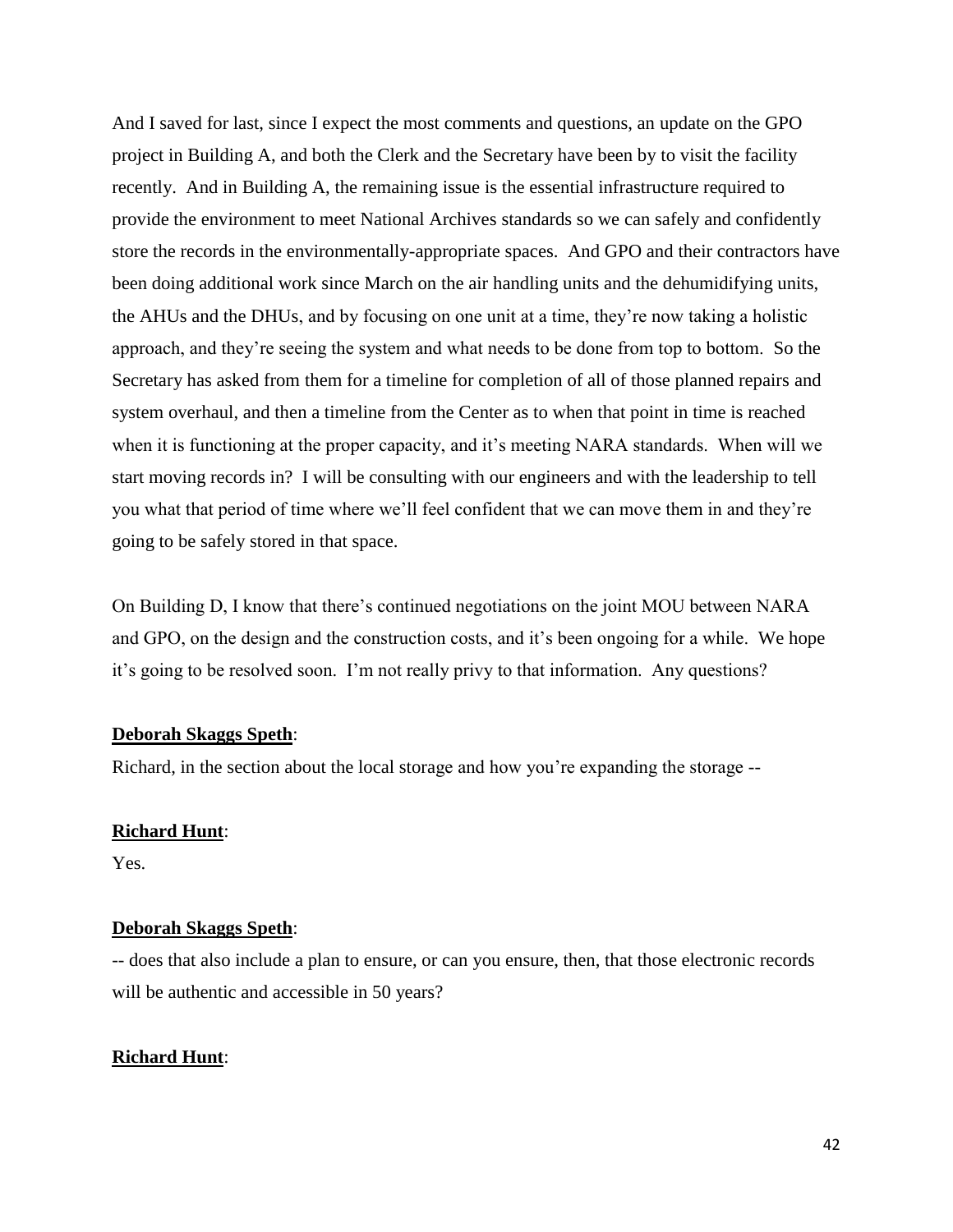And I saved for last, since I expect the most comments and questions, an update on the GPO project in Building A, and both the Clerk and the Secretary have been by to visit the facility recently. And in Building A, the remaining issue is the essential infrastructure required to provide the environment to meet National Archives standards so we can safely and confidently store the records in the environmentally-appropriate spaces. And GPO and their contractors have been doing additional work since March on the air handling units and the dehumidifying units, the AHUs and the DHUs, and by focusing on one unit at a time, they're now taking a holistic approach, and they're seeing the system and what needs to be done from top to bottom. So the Secretary has asked from them for a timeline for completion of all of those planned repairs and system overhaul, and then a timeline from the Center as to when that point in time is reached when it is functioning at the proper capacity, and it's meeting NARA standards. When will we start moving records in? I will be consulting with our engineers and with the leadership to tell you what that period of time where we'll feel confident that we can move them in and they're going to be safely stored in that space.

On Building D, I know that there's continued negotiations on the joint MOU between NARA and GPO, on the design and the construction costs, and it's been ongoing for a while. We hope it's going to be resolved soon. I'm not really privy to that information. Any questions?

**Deborah Skaggs Speth**:

Richard, in the section about the local storage and how you're expanding the storage --

**Richard Hunt**:

Yes.

**Deborah Skaggs Speth**:

-- does that also include a plan to ensure, or can you ensure, then, that those electronic records will be authentic and accessible in 50 years?

**Richard Hunt**: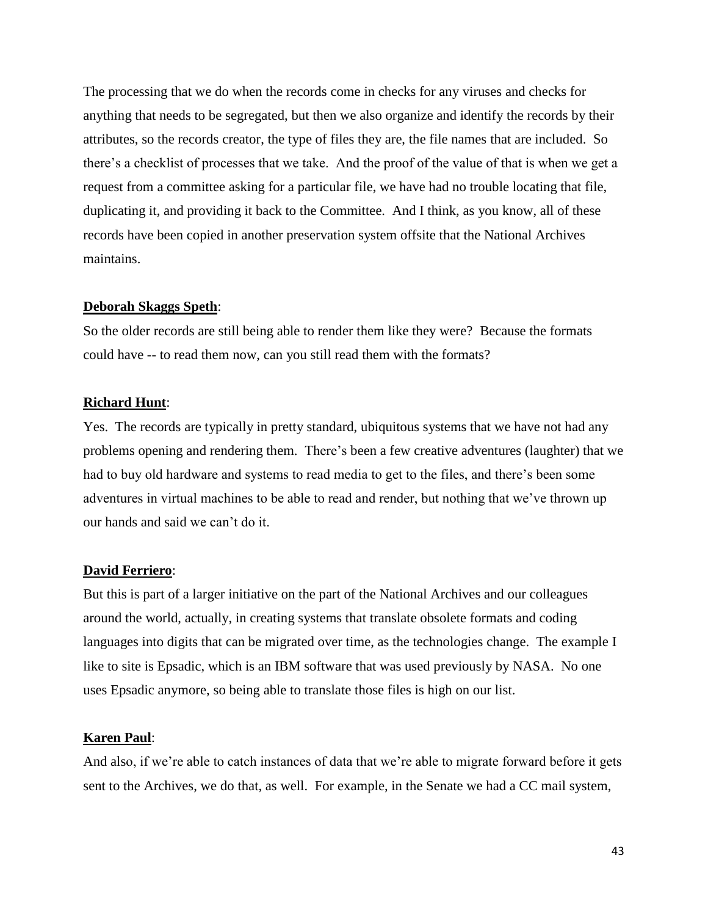The processing that we do when the records come in checks for any viruses and checks for anything that needs to be segregated, but then we also organize and identify the records by their attributes, so the records creator, the type of files they are, the file names that are included. So there's a checklist of processes that we take. And the proof of the value of that is when we get a request from a committee asking for a particular file, we have had no trouble locating that file, duplicating it, and providing it back to the Committee. And I think, as you know, all of these records have been copied in another preservation system offsite that the National Archives maintains.

**Deborah Skaggs Speth**:

So the older records are still being able to render them like they were? Because the formats could have -- to read them now, can you still read them with the formats?

**Richard Hunt**:

Yes. The records are typically in pretty standard, ubiquitous systems that we have not had any problems opening and rendering them. There's been a few creative adventures (laughter) that we had to buy old hardware and systems to read media to get to the files, and there's been some adventures in virtual machines to be able to read and render, but nothing that we've thrown up our hands and said we can't do it.

**David Ferriero**:

But this is part of a larger initiative on the part of the National Archives and our colleagues around the world, actually, in creating systems that translate obsolete formats and coding languages into digits that can be migrated over time, as the technologies change. The example I like to site is Epsadic, which is an IBM software that was used previously by NASA. No one uses Epsadic anymore, so being able to translate those files is high on our list.

**Karen Paul**:

And also, if we're able to catch instances of data that we're able to migrate forward before it gets sent to the Archives, we do that, as well. For example, in the Senate we had a CC mail system,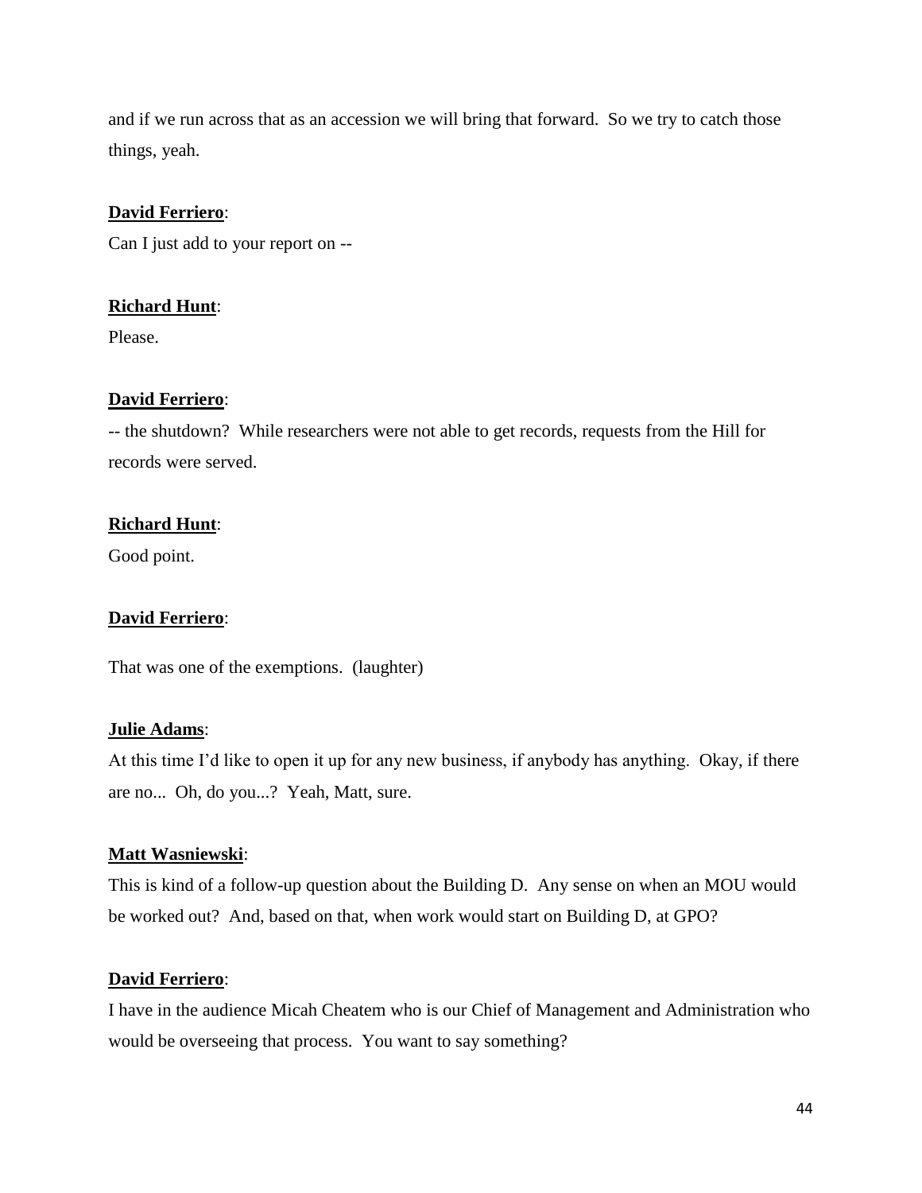and if we run across that as an accession we will bring that forward.  So we try to catch those things, yeah.

**David Ferriero**:

Can I just add to your report on --

**Richard Hunt**:

Please.

**David Ferriero**:

-- the shutdown?  While researchers were not able to get records, requests from the Hill for records were served.

**Richard Hunt**:

Good point.

**David Ferriero**:

That was one of the exemptions.  (laughter)

**Julie Adams**:

At this time I'd like to open it up for any new business, if anybody has anything.  Okay, if there are no...  Oh, do you...?  Yeah, Matt, sure.

**Matt Wasniewski**:

This is kind of a follow-up question about the Building D.  Any sense on when an MOU would be worked out?  And, based on that, when work would start on Building D, at GPO?

**David Ferriero**:

I have in the audience Micah Cheatem who is our Chief of Management and Administration who would be overseeing that process.  You want to say something?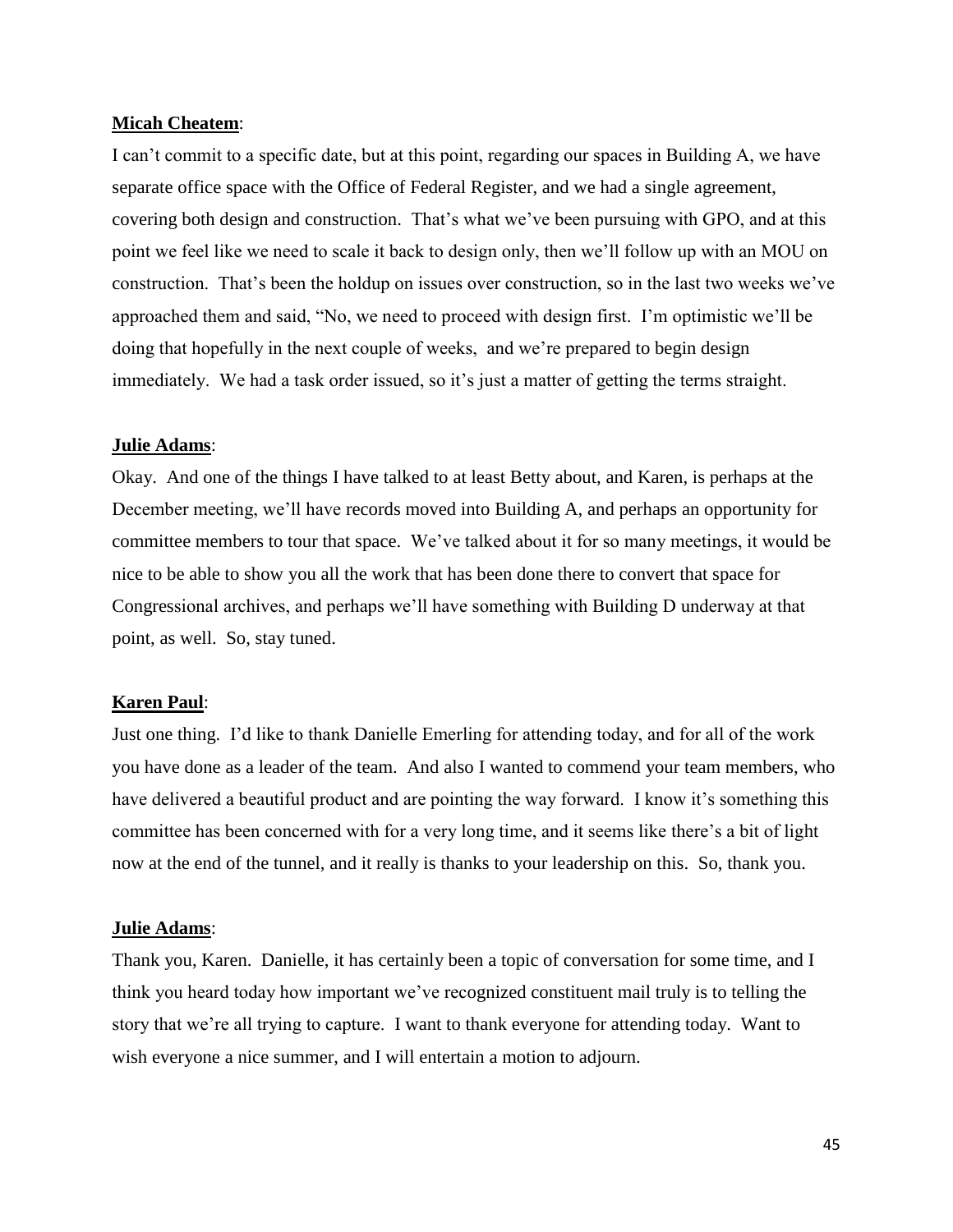**Micah Cheatem**:

I can't commit to a specific date, but at this point, regarding our spaces in Building A, we have separate office space with the Office of Federal Register, and we had a single agreement, covering both design and construction. That's what we've been pursuing with GPO, and at this point we feel like we need to scale it back to design only, then we'll follow up with an MOU on construction. That's been the holdup on issues over construction, so in the last two weeks we've approached them and said, "No, we need to proceed with design first. I'm optimistic we'll be doing that hopefully in the next couple of weeks, and we're prepared to begin design immediately. We had a task order issued, so it's just a matter of getting the terms straight.

**Julie Adams**:

Okay. And one of the things I have talked to at least Betty about, and Karen, is perhaps at the December meeting, we'll have records moved into Building A, and perhaps an opportunity for committee members to tour that space. We've talked about it for so many meetings, it would be nice to be able to show you all the work that has been done there to convert that space for Congressional archives, and perhaps we'll have something with Building D underway at that point, as well. So, stay tuned.

**Karen Paul**:

Just one thing. I'd like to thank Danielle Emerling for attending today, and for all of the work you have done as a leader of the team. And also I wanted to commend your team members, who have delivered a beautiful product and are pointing the way forward. I know it's something this committee has been concerned with for a very long time, and it seems like there's a bit of light now at the end of the tunnel, and it really is thanks to your leadership on this. So, thank you.

**Julie Adams**:

Thank you, Karen. Danielle, it has certainly been a topic of conversation for some time, and I think you heard today how important we've recognized constituent mail truly is to telling the story that we're all trying to capture. I want to thank everyone for attending today. Want to wish everyone a nice summer, and I will entertain a motion to adjourn.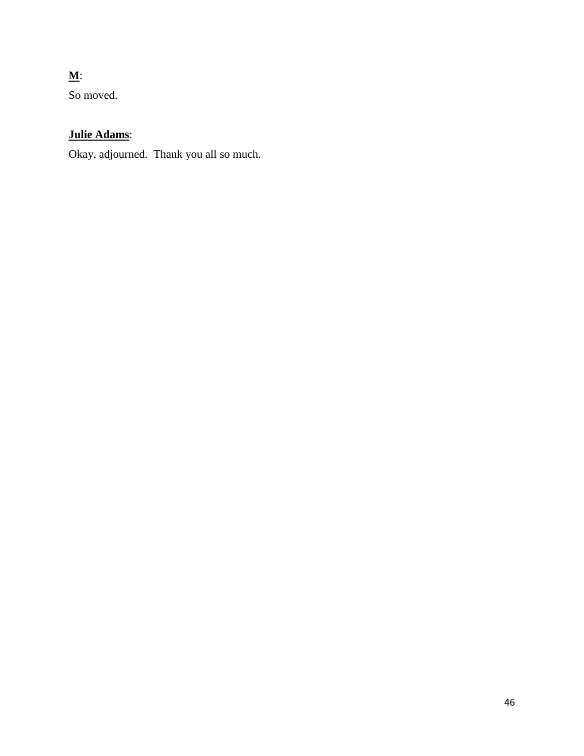**M**:

So moved.

**Julie Adams**:

Okay, adjourned.  Thank you all so much.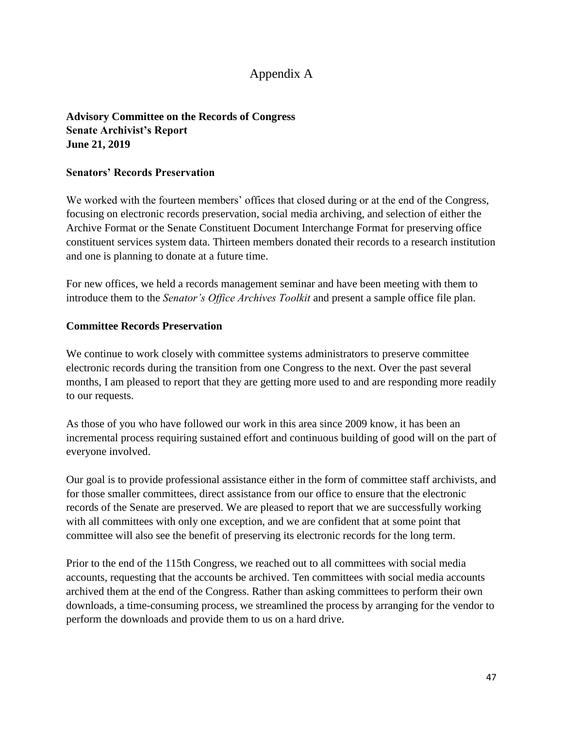# Appendix A

**Advisory Committee on the Records of Congress**
**Senate Archivist's Report**
**June 21, 2019**

**Senators' Records Preservation**

We worked with the fourteen members' offices that closed during or at the end of the Congress, focusing on electronic records preservation, social media archiving, and selection of either the Archive Format or the Senate Constituent Document Interchange Format for preserving office constituent services system data. Thirteen members donated their records to a research institution and one is planning to donate at a future time.

For new offices, we held a records management seminar and have been meeting with them to introduce them to the *Senator's Office Archives Toolkit* and present a sample office file plan.

**Committee Records Preservation**

We continue to work closely with committee systems administrators to preserve committee electronic records during the transition from one Congress to the next. Over the past several months, I am pleased to report that they are getting more used to and are responding more readily to our requests.

As those of you who have followed our work in this area since 2009 know, it has been an incremental process requiring sustained effort and continuous building of good will on the part of everyone involved.

Our goal is to provide professional assistance either in the form of committee staff archivists, and for those smaller committees, direct assistance from our office to ensure that the electronic records of the Senate are preserved. We are pleased to report that we are successfully working with all committees with only one exception, and we are confident that at some point that committee will also see the benefit of preserving its electronic records for the long term.

Prior to the end of the 115th Congress, we reached out to all committees with social media accounts, requesting that the accounts be archived. Ten committees with social media accounts archived them at the end of the Congress. Rather than asking committees to perform their own downloads, a time-consuming process, we streamlined the process by arranging for the vendor to perform the downloads and provide them to us on a hard drive.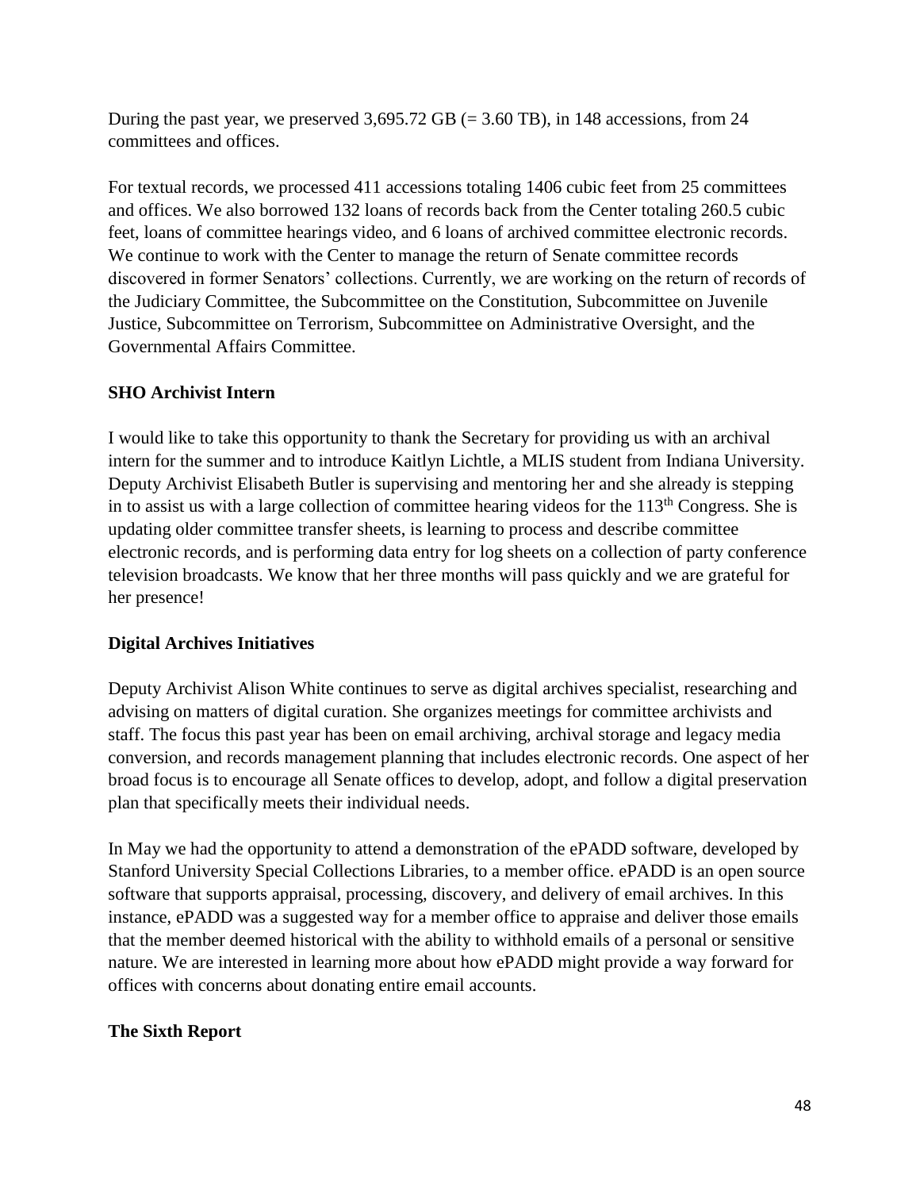During the past year, we preserved 3,695.72 GB (= 3.60 TB), in 148 accessions, from 24 committees and offices.

For textual records, we processed 411 accessions totaling 1406 cubic feet from 25 committees and offices. We also borrowed 132 loans of records back from the Center totaling 260.5 cubic feet, loans of committee hearings video, and 6 loans of archived committee electronic records. We continue to work with the Center to manage the return of Senate committee records discovered in former Senators' collections. Currently, we are working on the return of records of the Judiciary Committee, the Subcommittee on the Constitution, Subcommittee on Juvenile Justice, Subcommittee on Terrorism, Subcommittee on Administrative Oversight, and the Governmental Affairs Committee.

**SHO Archivist Intern**

I would like to take this opportunity to thank the Secretary for providing us with an archival intern for the summer and to introduce Kaitlyn Lichtle, a MLIS student from Indiana University. Deputy Archivist Elisabeth Butler is supervising and mentoring her and she already is stepping in to assist us with a large collection of committee hearing videos for the 113th Congress. She is updating older committee transfer sheets, is learning to process and describe committee electronic records, and is performing data entry for log sheets on a collection of party conference television broadcasts. We know that her three months will pass quickly and we are grateful for her presence!

**Digital Archives Initiatives**

Deputy Archivist Alison White continues to serve as digital archives specialist, researching and advising on matters of digital curation. She organizes meetings for committee archivists and staff. The focus this past year has been on email archiving, archival storage and legacy media conversion, and records management planning that includes electronic records. One aspect of her broad focus is to encourage all Senate offices to develop, adopt, and follow a digital preservation plan that specifically meets their individual needs.

In May we had the opportunity to attend a demonstration of the ePADD software, developed by Stanford University Special Collections Libraries, to a member office. ePADD is an open source software that supports appraisal, processing, discovery, and delivery of email archives. In this instance, ePADD was a suggested way for a member office to appraise and deliver those emails that the member deemed historical with the ability to withhold emails of a personal or sensitive nature. We are interested in learning more about how ePADD might provide a way forward for offices with concerns about donating entire email accounts.

**The Sixth Report**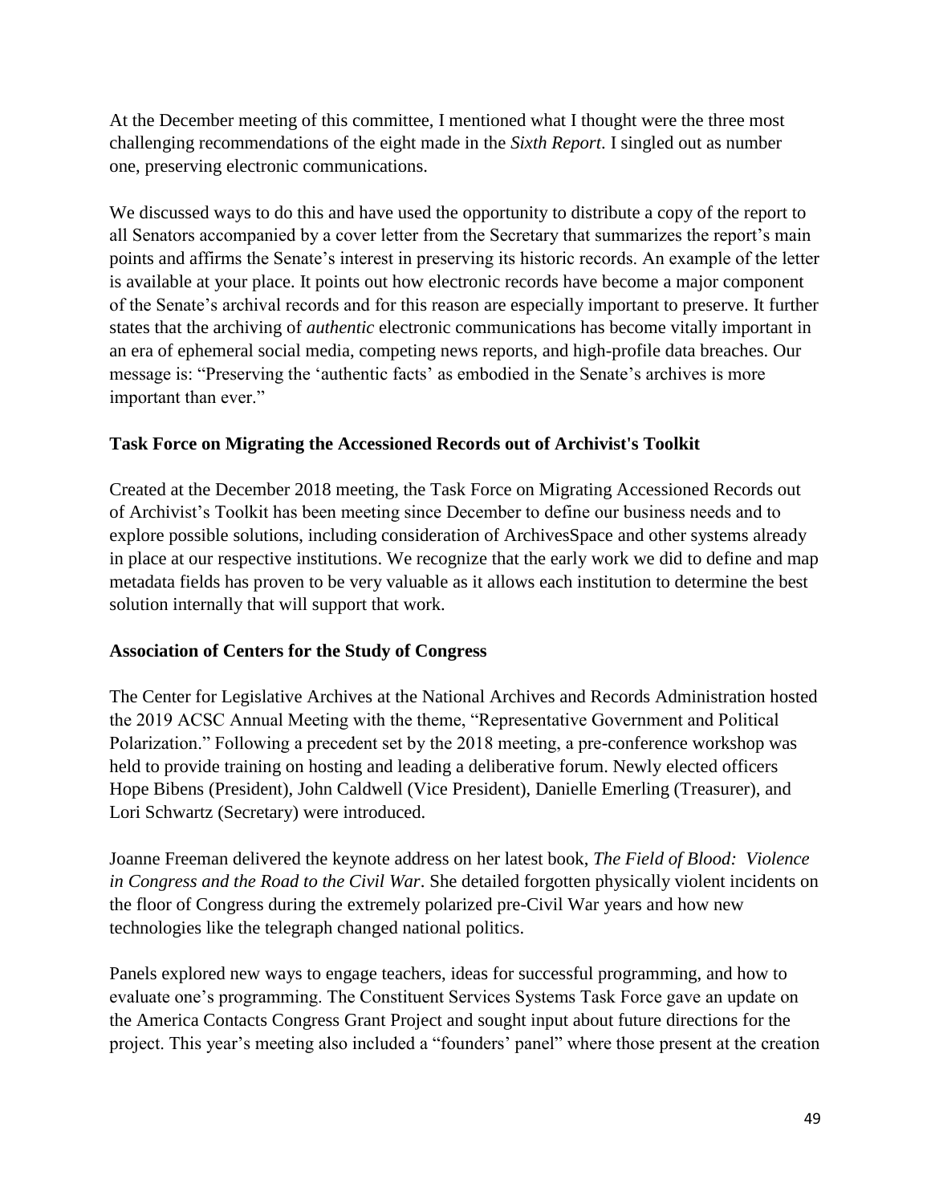At the December meeting of this committee, I mentioned what I thought were the three most challenging recommendations of the eight made in the *Sixth Report*. I singled out as number one, preserving electronic communications.

We discussed ways to do this and have used the opportunity to distribute a copy of the report to all Senators accompanied by a cover letter from the Secretary that summarizes the report's main points and affirms the Senate's interest in preserving its historic records. An example of the letter is available at your place. It points out how electronic records have become a major component of the Senate's archival records and for this reason are especially important to preserve. It further states that the archiving of *authentic* electronic communications has become vitally important in an era of ephemeral social media, competing news reports, and high-profile data breaches. Our message is: "Preserving the 'authentic facts' as embodied in the Senate's archives is more important than ever."

**Task Force on Migrating the Accessioned Records out of Archivist's Toolkit**

Created at the December 2018 meeting, the Task Force on Migrating Accessioned Records out of Archivist's Toolkit has been meeting since December to define our business needs and to explore possible solutions, including consideration of ArchivesSpace and other systems already in place at our respective institutions. We recognize that the early work we did to define and map metadata fields has proven to be very valuable as it allows each institution to determine the best solution internally that will support that work.

**Association of Centers for the Study of Congress**

The Center for Legislative Archives at the National Archives and Records Administration hosted the 2019 ACSC Annual Meeting with the theme, "Representative Government and Political Polarization." Following a precedent set by the 2018 meeting, a pre-conference workshop was held to provide training on hosting and leading a deliberative forum. Newly elected officers Hope Bibens (President), John Caldwell (Vice President), Danielle Emerling (Treasurer), and Lori Schwartz (Secretary) were introduced.

Joanne Freeman delivered the keynote address on her latest book, *The Field of Blood: Violence in Congress and the Road to the Civil War*. She detailed forgotten physically violent incidents on the floor of Congress during the extremely polarized pre-Civil War years and how new technologies like the telegraph changed national politics.

Panels explored new ways to engage teachers, ideas for successful programming, and how to evaluate one's programming. The Constituent Services Systems Task Force gave an update on the America Contacts Congress Grant Project and sought input about future directions for the project. This year's meeting also included a "founders' panel" where those present at the creation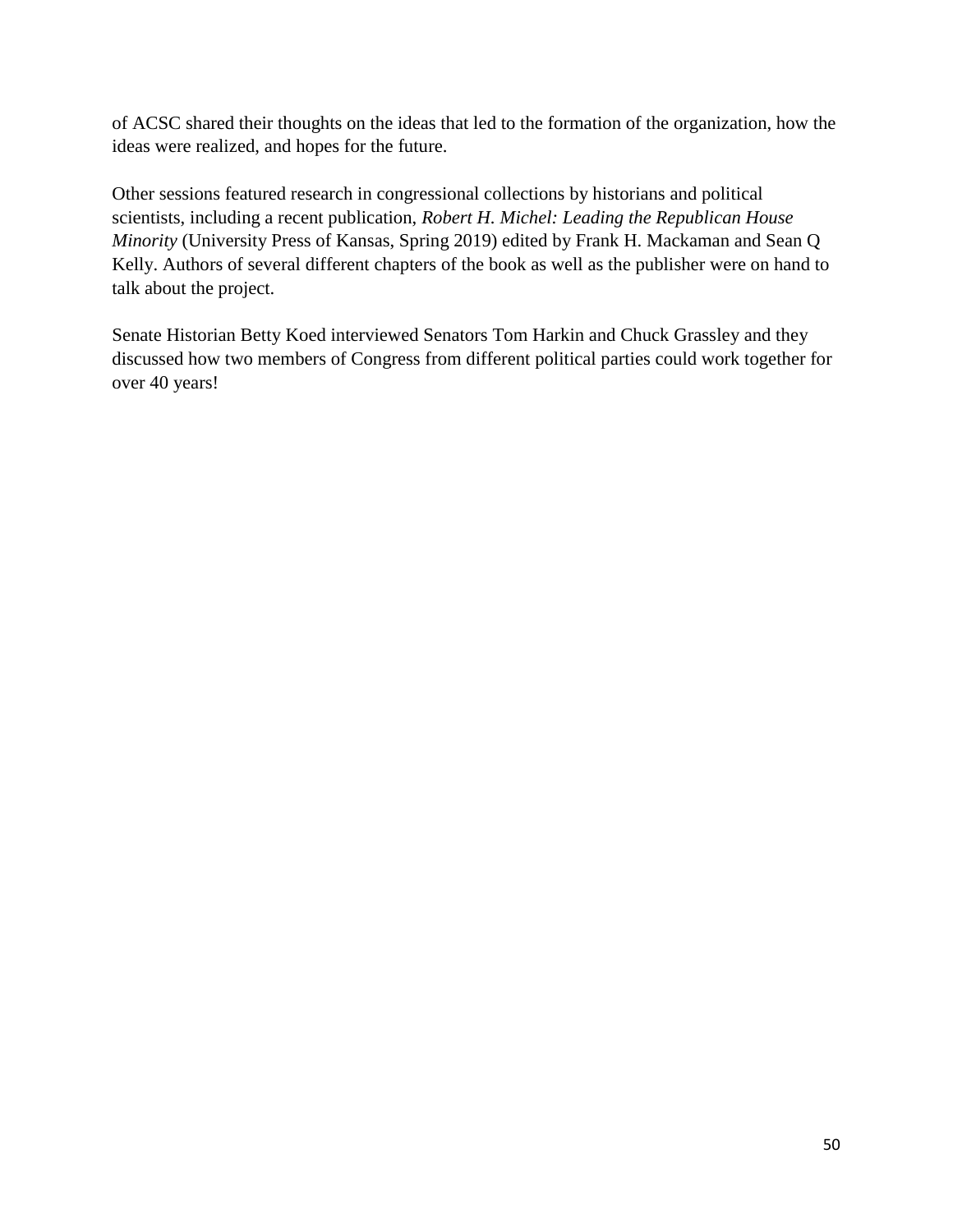of ACSC shared their thoughts on the ideas that led to the formation of the organization, how the ideas were realized, and hopes for the future.

Other sessions featured research in congressional collections by historians and political scientists, including a recent publication, *Robert H. Michel: Leading the Republican House Minority* (University Press of Kansas, Spring 2019) edited by Frank H. Mackaman and Sean Q Kelly. Authors of several different chapters of the book as well as the publisher were on hand to talk about the project.

Senate Historian Betty Koed interviewed Senators Tom Harkin and Chuck Grassley and they discussed how two members of Congress from different political parties could work together for over 40 years!